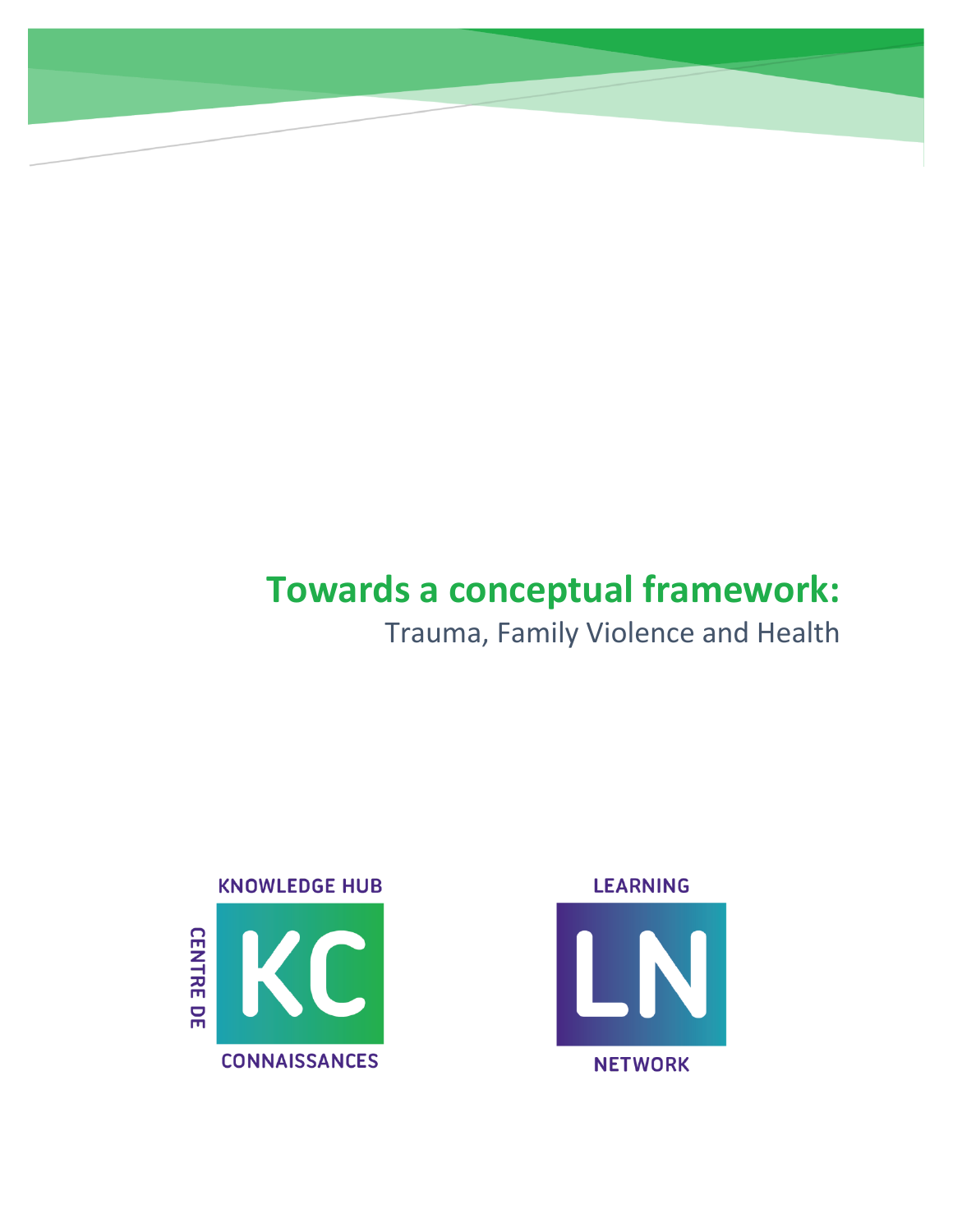# Towards a conceptual framework:

Trauma, Family Violence and Health

KNOWLEDGE HUB

CENTRE DE

KC

CONNAISSANCES

LEARNING

LN

NETWORK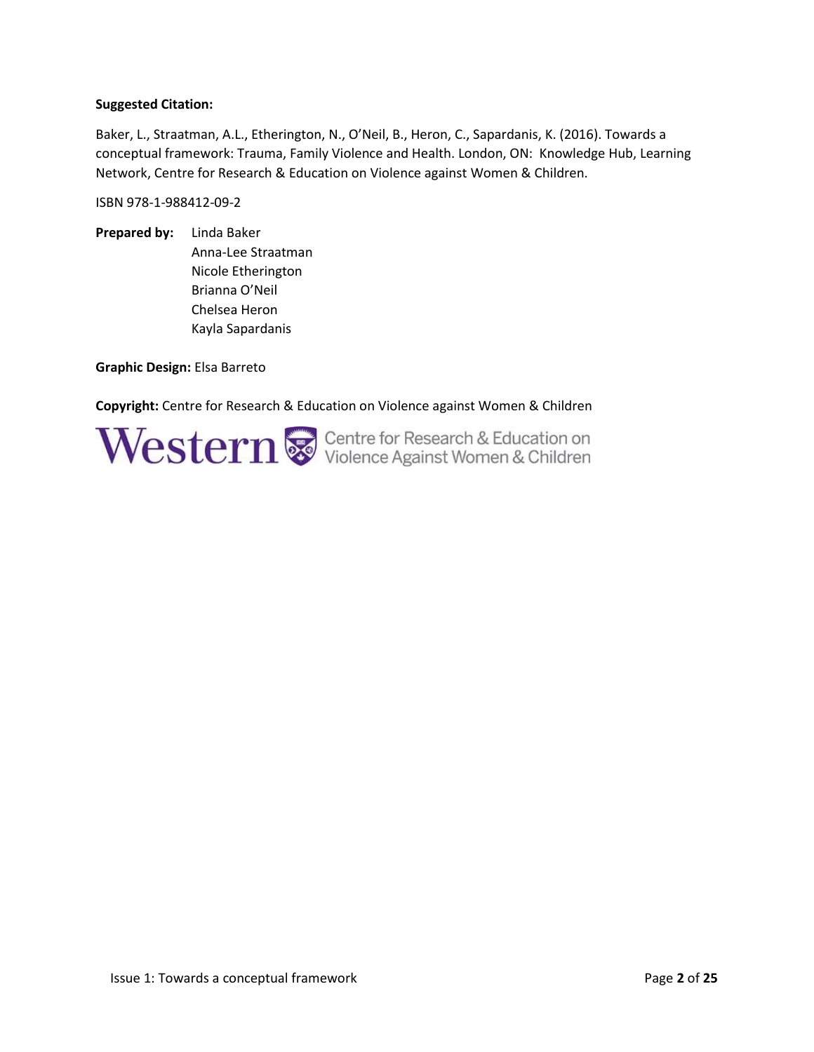**Suggested Citation:**

Baker, L., Straatman, A.L., Etherington, N., O'Neil, B., Heron, C., Sapardanis, K. (2016). Towards a conceptual framework: Trauma, Family Violence and Health. London, ON: Knowledge Hub, Learning Network, Centre for Research & Education on Violence against Women & Children.

ISBN 978-1-988412-09-2

**Prepared by:** Linda Baker
Anna-Lee Straatman
Nicole Etherington
Brianna O'Neil
Chelsea Heron
Kayla Sapardanis

**Graphic Design:** Elsa Barreto

**Copyright:** Centre for Research & Education on Violence against Women & Children

Western Centre for Research & Education on Violence Against Women & Children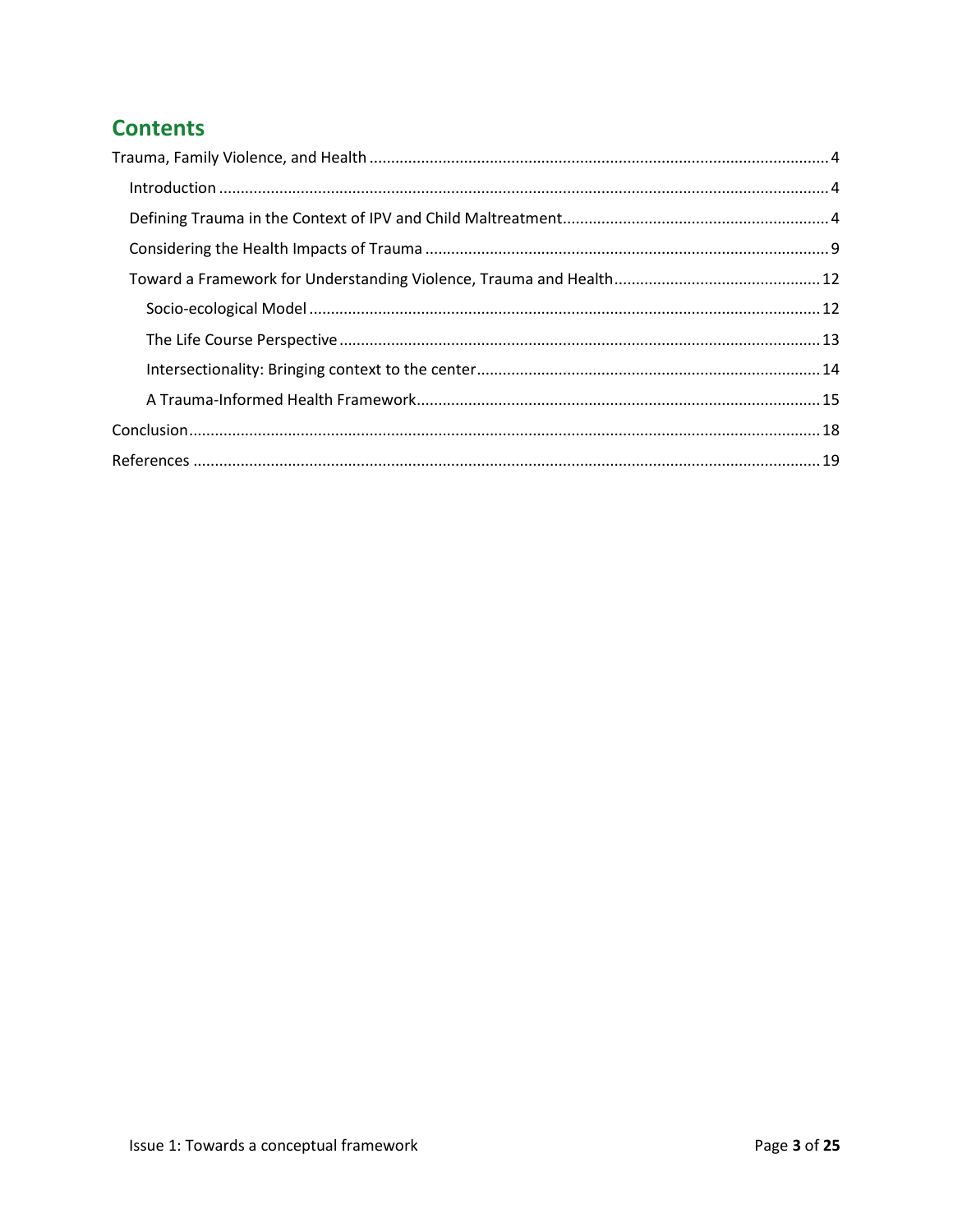# Contents

Trauma, Family Violence, and Health ........................................................................................................ 4

- Introduction ............................................................................................................................................ 4
- Defining Trauma in the Context of IPV and Child Maltreatment............................................................ 4
- Considering the Health Impacts of Trauma ............................................................................................ 9
- Toward a Framework for Understanding Violence, Trauma and Health............................................... 12
  - Socio-ecological Model ..................................................................................................................... 12
  - The Life Course Perspective .............................................................................................................. 13
  - Intersectionality: Bringing context to the center............................................................................... 14
  - A Trauma-Informed Health Framework............................................................................................. 15

Conclusion.................................................................................................................................................. 18

References ................................................................................................................................................. 19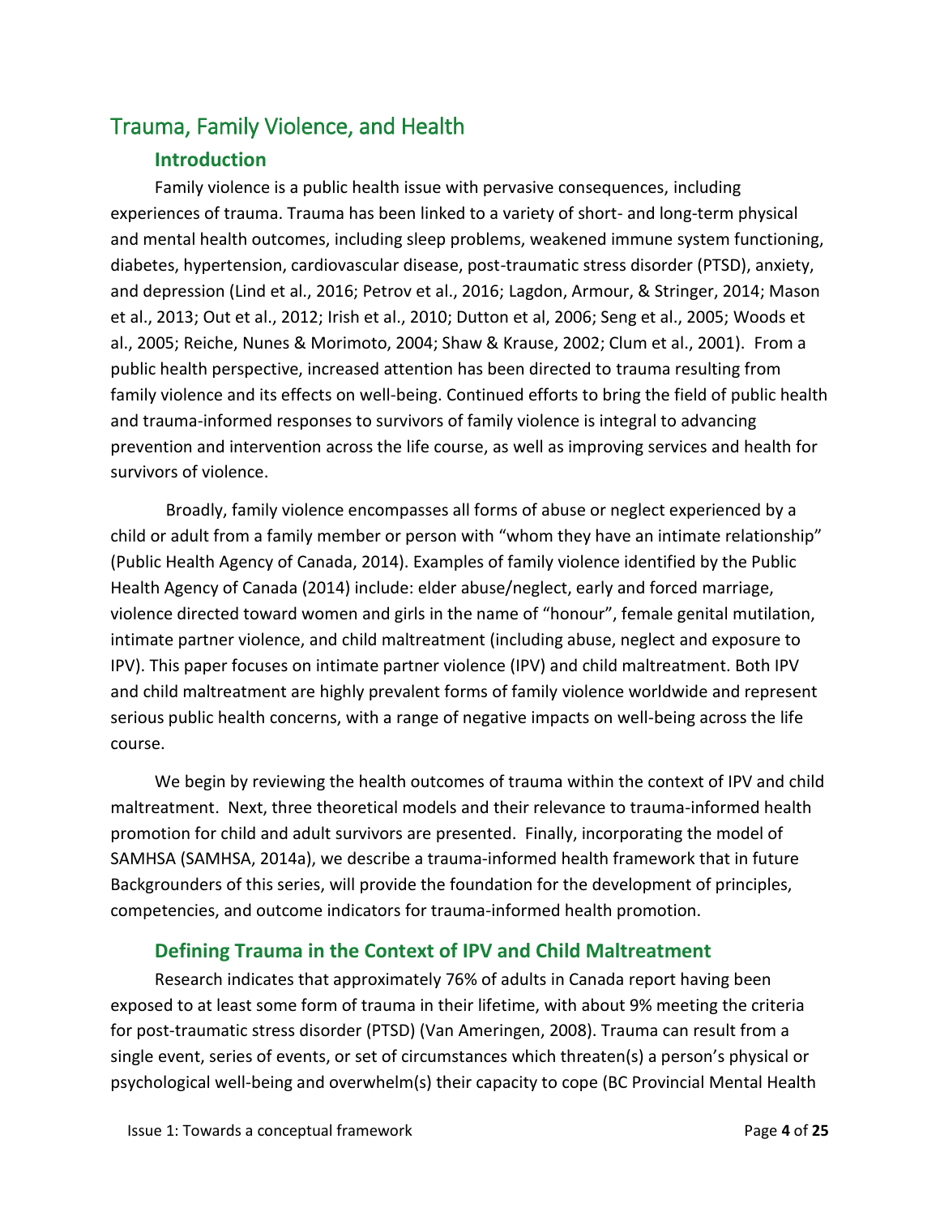## Trauma, Family Violence, and Health

### Introduction

Family violence is a public health issue with pervasive consequences, including experiences of trauma. Trauma has been linked to a variety of short- and long-term physical and mental health outcomes, including sleep problems, weakened immune system functioning, diabetes, hypertension, cardiovascular disease, post-traumatic stress disorder (PTSD), anxiety, and depression (Lind et al., 2016; Petrov et al., 2016; Lagdon, Armour, & Stringer, 2014; Mason et al., 2013; Out et al., 2012; Irish et al., 2010; Dutton et al, 2006; Seng et al., 2005; Woods et al., 2005; Reiche, Nunes & Morimoto, 2004; Shaw & Krause, 2002; Clum et al., 2001). From a public health perspective, increased attention has been directed to trauma resulting from family violence and its effects on well-being. Continued efforts to bring the field of public health and trauma-informed responses to survivors of family violence is integral to advancing prevention and intervention across the life course, as well as improving services and health for survivors of violence.

Broadly, family violence encompasses all forms of abuse or neglect experienced by a child or adult from a family member or person with "whom they have an intimate relationship" (Public Health Agency of Canada, 2014). Examples of family violence identified by the Public Health Agency of Canada (2014) include: elder abuse/neglect, early and forced marriage, violence directed toward women and girls in the name of "honour", female genital mutilation, intimate partner violence, and child maltreatment (including abuse, neglect and exposure to IPV). This paper focuses on intimate partner violence (IPV) and child maltreatment. Both IPV and child maltreatment are highly prevalent forms of family violence worldwide and represent serious public health concerns, with a range of negative impacts on well-being across the life course.

We begin by reviewing the health outcomes of trauma within the context of IPV and child maltreatment. Next, three theoretical models and their relevance to trauma-informed health promotion for child and adult survivors are presented. Finally, incorporating the model of SAMHSA (SAMHSA, 2014a), we describe a trauma-informed health framework that in future Backgrounders of this series, will provide the foundation for the development of principles, competencies, and outcome indicators for trauma-informed health promotion.

### Defining Trauma in the Context of IPV and Child Maltreatment

Research indicates that approximately 76% of adults in Canada report having been exposed to at least some form of trauma in their lifetime, with about 9% meeting the criteria for post-traumatic stress disorder (PTSD) (Van Ameringen, 2008). Trauma can result from a single event, series of events, or set of circumstances which threaten(s) a person's physical or psychological well-being and overwhelm(s) their capacity to cope (BC Provincial Mental Health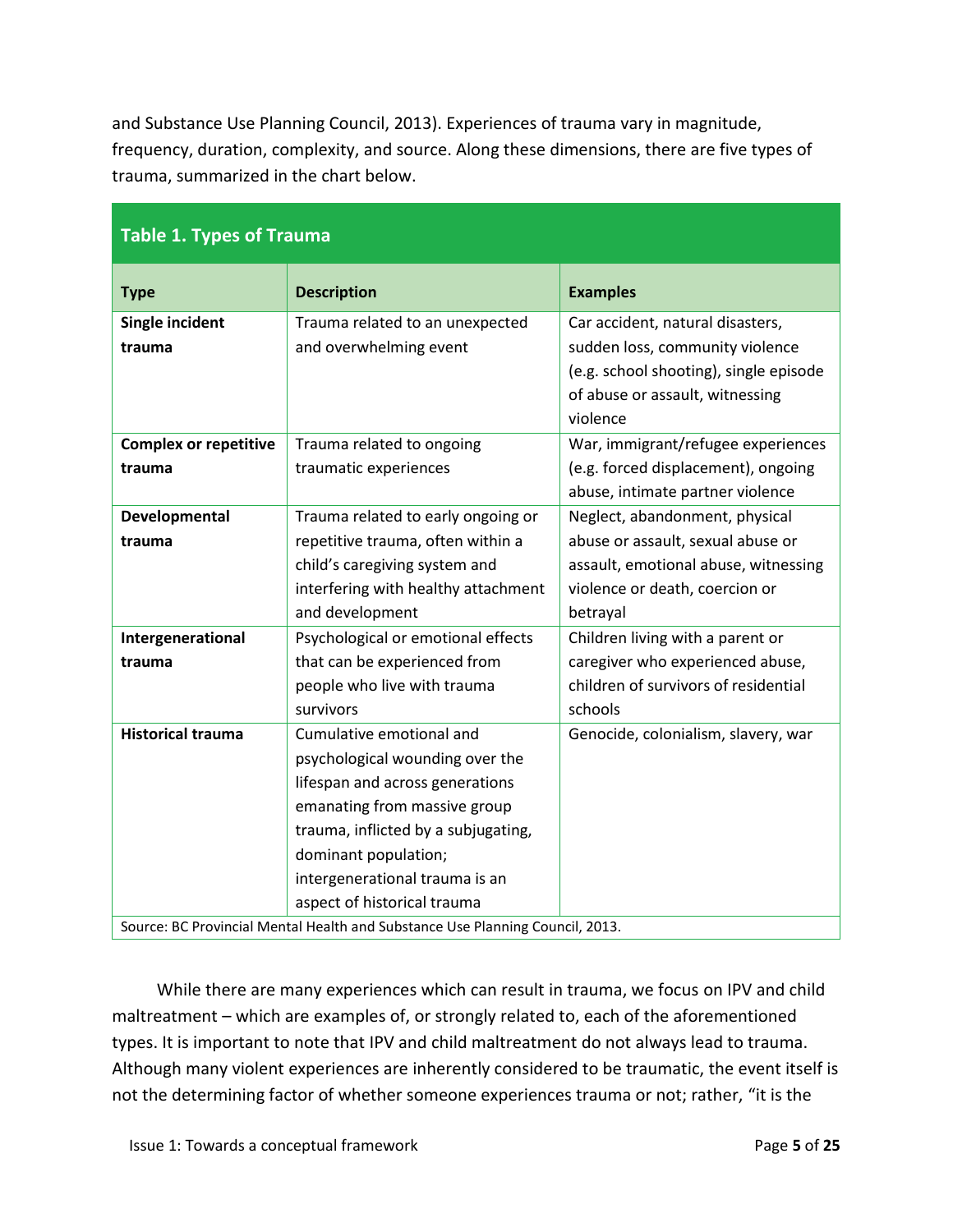and Substance Use Planning Council, 2013). Experiences of trauma vary in magnitude, frequency, duration, complexity, and source. Along these dimensions, there are five types of trauma, summarized in the chart below.

**Table 1. Types of Trauma**

| Type | Description | Examples |
|---|---|---|
| **Single incident trauma** | Trauma related to an unexpected and overwhelming event | Car accident, natural disasters, sudden loss, community violence (e.g. school shooting), single episode of abuse or assault, witnessing violence |
| **Complex or repetitive trauma** | Trauma related to ongoing traumatic experiences | War, immigrant/refugee experiences (e.g. forced displacement), ongoing abuse, intimate partner violence |
| **Developmental trauma** | Trauma related to early ongoing or repetitive trauma, often within a child's caregiving system and interfering with healthy attachment and development | Neglect, abandonment, physical abuse or assault, sexual abuse or assault, emotional abuse, witnessing violence or death, coercion or betrayal |
| **Intergenerational trauma** | Psychological or emotional effects that can be experienced from people who live with trauma survivors | Children living with a parent or caregiver who experienced abuse, children of survivors of residential schools |
| **Historical trauma** | Cumulative emotional and psychological wounding over the lifespan and across generations emanating from massive group trauma, inflicted by a subjugating, dominant population; intergenerational trauma is an aspect of historical trauma | Genocide, colonialism, slavery, war |

Source: BC Provincial Mental Health and Substance Use Planning Council, 2013.

While there are many experiences which can result in trauma, we focus on IPV and child maltreatment – which are examples of, or strongly related to, each of the aforementioned types. It is important to note that IPV and child maltreatment do not always lead to trauma. Although many violent experiences are inherently considered to be traumatic, the event itself is not the determining factor of whether someone experiences trauma or not; rather, "it is the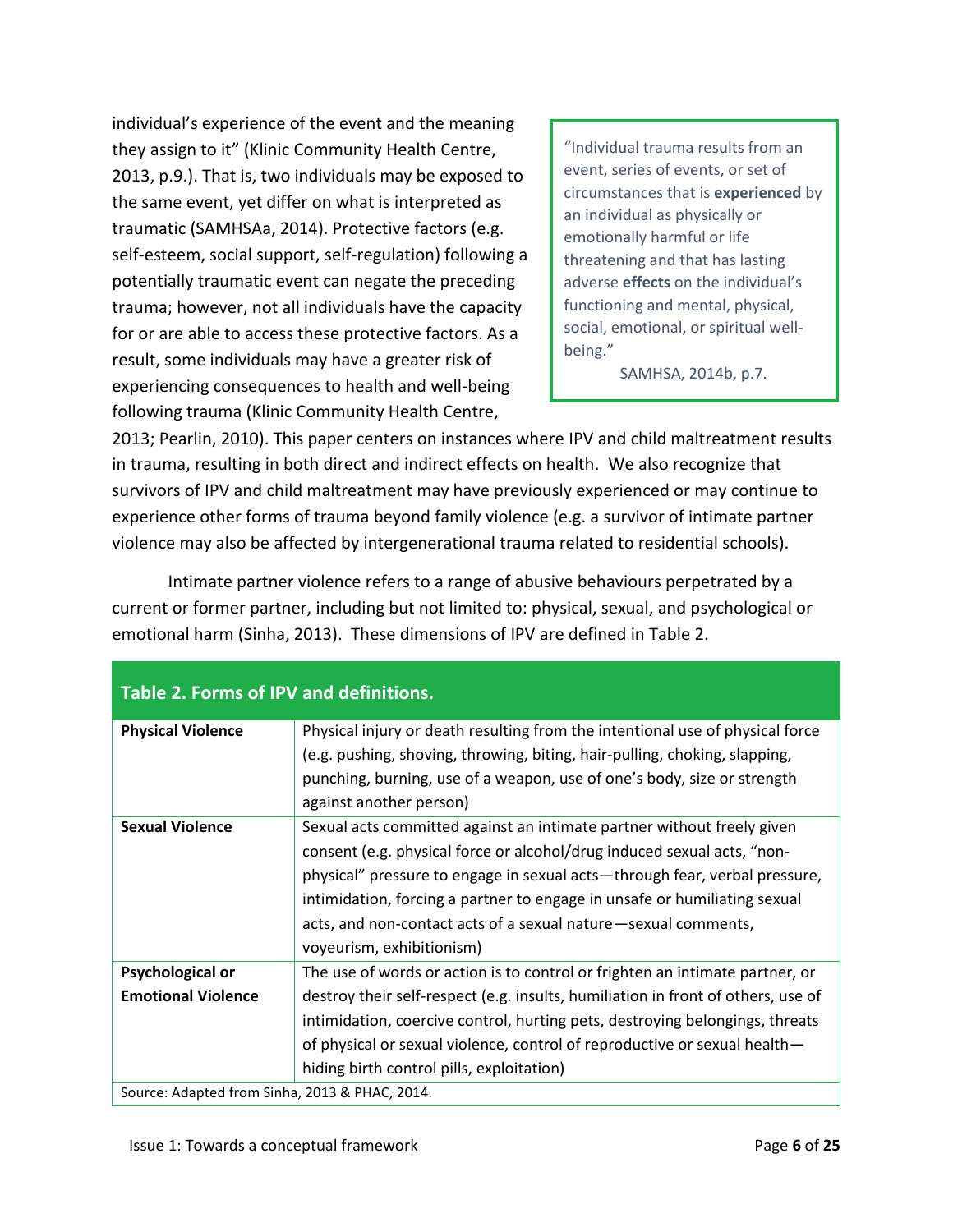individual's experience of the event and the meaning they assign to it" (Klinic Community Health Centre, 2013, p.9.). That is, two individuals may be exposed to the same event, yet differ on what is interpreted as traumatic (SAMHSAa, 2014). Protective factors (e.g. self-esteem, social support, self-regulation) following a potentially traumatic event can negate the preceding trauma; however, not all individuals have the capacity for or are able to access these protective factors. As a result, some individuals may have a greater risk of experiencing consequences to health and well-being following trauma (Klinic Community Health Centre, 2013; Pearlin, 2010). This paper centers on instances where IPV and child maltreatment results in trauma, resulting in both direct and indirect effects on health. We also recognize that survivors of IPV and child maltreatment may have previously experienced or may continue to experience other forms of trauma beyond family violence (e.g. a survivor of intimate partner violence may also be affected by intergenerational trauma related to residential schools).

> "Individual trauma results from an event, series of events, or set of circumstances that is **experienced** by an individual as physically or emotionally harmful or life threatening and that has lasting adverse **effects** on the individual's functioning and mental, physical, social, emotional, or spiritual well-being."
>
> SAMHSA, 2014b, p.7.

Intimate partner violence refers to a range of abusive behaviours perpetrated by a current or former partner, including but not limited to: physical, sexual, and psychological or emotional harm (Sinha, 2013). These dimensions of IPV are defined in Table 2.

**Table 2. Forms of IPV and definitions.**

| | |
|---|---|
| **Physical Violence** | Physical injury or death resulting from the intentional use of physical force (e.g. pushing, shoving, throwing, biting, hair-pulling, choking, slapping, punching, burning, use of a weapon, use of one's body, size or strength against another person) |
| **Sexual Violence** | Sexual acts committed against an intimate partner without freely given consent (e.g. physical force or alcohol/drug induced sexual acts, "non-physical" pressure to engage in sexual acts—through fear, verbal pressure, intimidation, forcing a partner to engage in unsafe or humiliating sexual acts, and non-contact acts of a sexual nature—sexual comments, voyeurism, exhibitionism) |
| **Psychological or Emotional Violence** | The use of words or action is to control or frighten an intimate partner, or destroy their self-respect (e.g. insults, humiliation in front of others, use of intimidation, coercive control, hurting pets, destroying belongings, threats of physical or sexual violence, control of reproductive or sexual health—hiding birth control pills, exploitation) |

Source: Adapted from Sinha, 2013 & PHAC, 2014.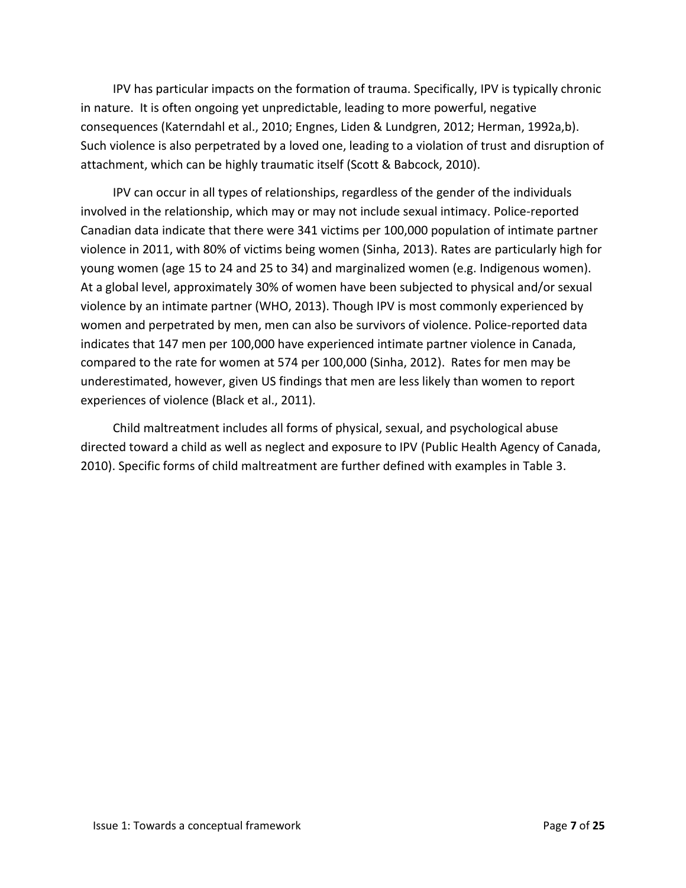IPV has particular impacts on the formation of trauma. Specifically, IPV is typically chronic in nature. It is often ongoing yet unpredictable, leading to more powerful, negative consequences (Katerndahl et al., 2010; Engnes, Liden & Lundgren, 2012; Herman, 1992a,b). Such violence is also perpetrated by a loved one, leading to a violation of trust and disruption of attachment, which can be highly traumatic itself (Scott & Babcock, 2010).

IPV can occur in all types of relationships, regardless of the gender of the individuals involved in the relationship, which may or may not include sexual intimacy. Police-reported Canadian data indicate that there were 341 victims per 100,000 population of intimate partner violence in 2011, with 80% of victims being women (Sinha, 2013). Rates are particularly high for young women (age 15 to 24 and 25 to 34) and marginalized women (e.g. Indigenous women). At a global level, approximately 30% of women have been subjected to physical and/or sexual violence by an intimate partner (WHO, 2013). Though IPV is most commonly experienced by women and perpetrated by men, men can also be survivors of violence. Police-reported data indicates that 147 men per 100,000 have experienced intimate partner violence in Canada, compared to the rate for women at 574 per 100,000 (Sinha, 2012). Rates for men may be underestimated, however, given US findings that men are less likely than women to report experiences of violence (Black et al., 2011).

Child maltreatment includes all forms of physical, sexual, and psychological abuse directed toward a child as well as neglect and exposure to IPV (Public Health Agency of Canada, 2010). Specific forms of child maltreatment are further defined with examples in Table 3.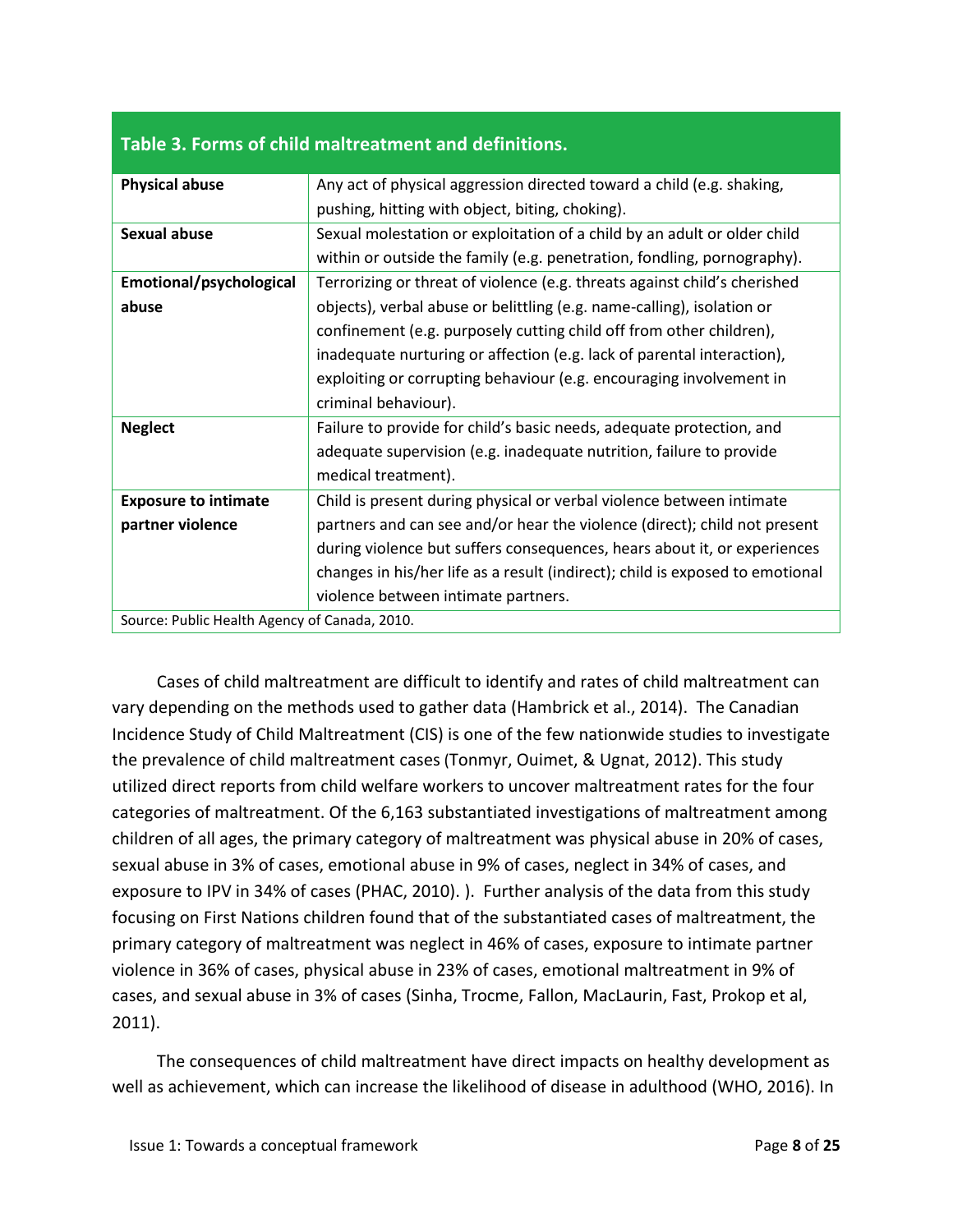| Table 3. Forms of child maltreatment and definitions. | |
|---|---|
| **Physical abuse** | Any act of physical aggression directed toward a child (e.g. shaking, pushing, hitting with object, biting, choking). |
| **Sexual abuse** | Sexual molestation or exploitation of a child by an adult or older child within or outside the family (e.g. penetration, fondling, pornography). |
| **Emotional/psychological abuse** | Terrorizing or threat of violence (e.g. threats against child's cherished objects), verbal abuse or belittling (e.g. name-calling), isolation or confinement (e.g. purposely cutting child off from other children), inadequate nurturing or affection (e.g. lack of parental interaction), exploiting or corrupting behaviour (e.g. encouraging involvement in criminal behaviour). |
| **Neglect** | Failure to provide for child's basic needs, adequate protection, and adequate supervision (e.g. inadequate nutrition, failure to provide medical treatment). |
| **Exposure to intimate partner violence** | Child is present during physical or verbal violence between intimate partners and can see and/or hear the violence (direct); child not present during violence but suffers consequences, hears about it, or experiences changes in his/her life as a result (indirect); child is exposed to emotional violence between intimate partners. |
| Source: Public Health Agency of Canada, 2010. | |

Cases of child maltreatment are difficult to identify and rates of child maltreatment can vary depending on the methods used to gather data (Hambrick et al., 2014). The Canadian Incidence Study of Child Maltreatment (CIS) is one of the few nationwide studies to investigate the prevalence of child maltreatment cases (Tonmyr, Ouimet, & Ugnat, 2012). This study utilized direct reports from child welfare workers to uncover maltreatment rates for the four categories of maltreatment. Of the 6,163 substantiated investigations of maltreatment among children of all ages, the primary category of maltreatment was physical abuse in 20% of cases, sexual abuse in 3% of cases, emotional abuse in 9% of cases, neglect in 34% of cases, and exposure to IPV in 34% of cases (PHAC, 2010). ). Further analysis of the data from this study focusing on First Nations children found that of the substantiated cases of maltreatment, the primary category of maltreatment was neglect in 46% of cases, exposure to intimate partner violence in 36% of cases, physical abuse in 23% of cases, emotional maltreatment in 9% of cases, and sexual abuse in 3% of cases (Sinha, Trocme, Fallon, MacLaurin, Fast, Prokop et al, 2011).

The consequences of child maltreatment have direct impacts on healthy development as well as achievement, which can increase the likelihood of disease in adulthood (WHO, 2016). In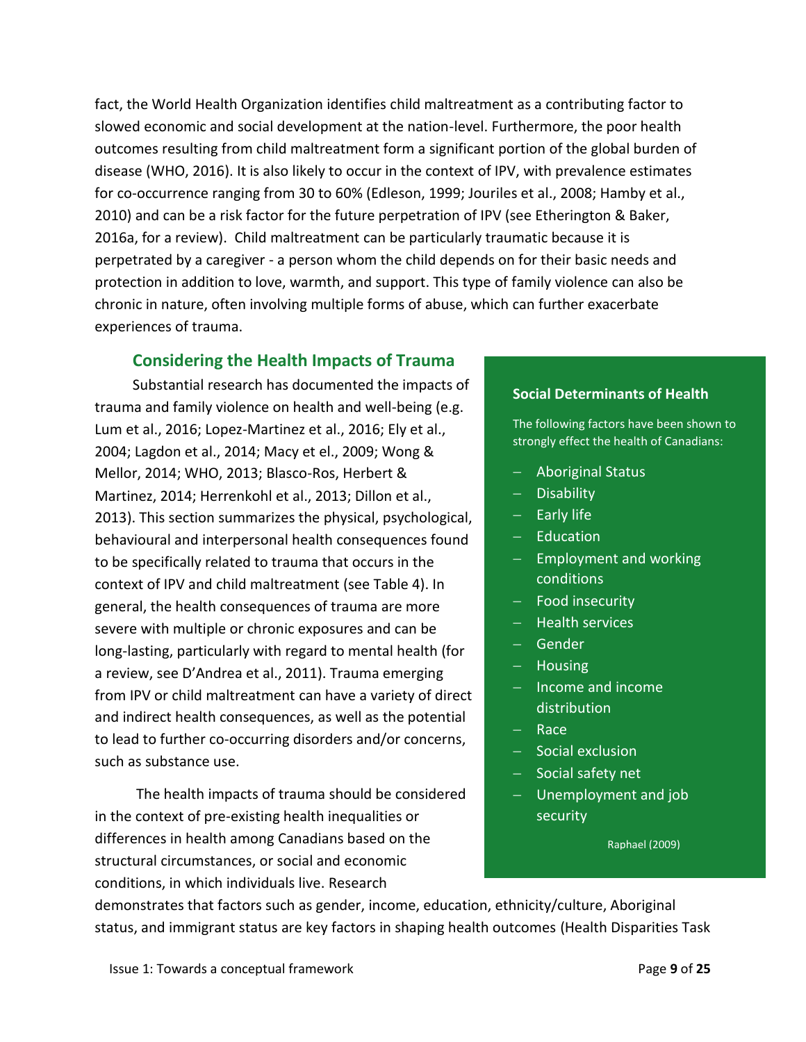fact, the World Health Organization identifies child maltreatment as a contributing factor to slowed economic and social development at the nation-level. Furthermore, the poor health outcomes resulting from child maltreatment form a significant portion of the global burden of disease (WHO, 2016). It is also likely to occur in the context of IPV, with prevalence estimates for co-occurrence ranging from 30 to 60% (Edleson, 1999; Jouriles et al., 2008; Hamby et al., 2010) and can be a risk factor for the future perpetration of IPV (see Etherington & Baker, 2016a, for a review). Child maltreatment can be particularly traumatic because it is perpetrated by a caregiver - a person whom the child depends on for their basic needs and protection in addition to love, warmth, and support. This type of family violence can also be chronic in nature, often involving multiple forms of abuse, which can further exacerbate experiences of trauma.

## Considering the Health Impacts of Trauma

Substantial research has documented the impacts of trauma and family violence on health and well-being (e.g. Lum et al., 2016; Lopez-Martinez et al., 2016; Ely et al., 2004; Lagdon et al., 2014; Macy et el., 2009; Wong & Mellor, 2014; WHO, 2013; Blasco-Ros, Herbert & Martinez, 2014; Herrenkohl et al., 2013; Dillon et al., 2013). This section summarizes the physical, psychological, behavioural and interpersonal health consequences found to be specifically related to trauma that occurs in the context of IPV and child maltreatment (see Table 4). In general, the health consequences of trauma are more severe with multiple or chronic exposures and can be long-lasting, particularly with regard to mental health (for a review, see D'Andrea et al., 2011). Trauma emerging from IPV or child maltreatment can have a variety of direct and indirect health consequences, as well as the potential to lead to further co-occurring disorders and/or concerns, such as substance use.

The health impacts of trauma should be considered in the context of pre-existing health inequalities or differences in health among Canadians based on the structural circumstances, or social and economic conditions, in which individuals live. Research demonstrates that factors such as gender, income, education, ethnicity/culture, Aboriginal status, and immigrant status are key factors in shaping health outcomes (Health Disparities Task

**Social Determinants of Health**

The following factors have been shown to strongly effect the health of Canadians:

- Aboriginal Status
- Disability
- Early life
- Education
- Employment and working conditions
- Food insecurity
- Health services
- Gender
- Housing
- Income and income distribution
- Race
- Social exclusion
- Social safety net
- Unemployment and job security

Raphael (2009)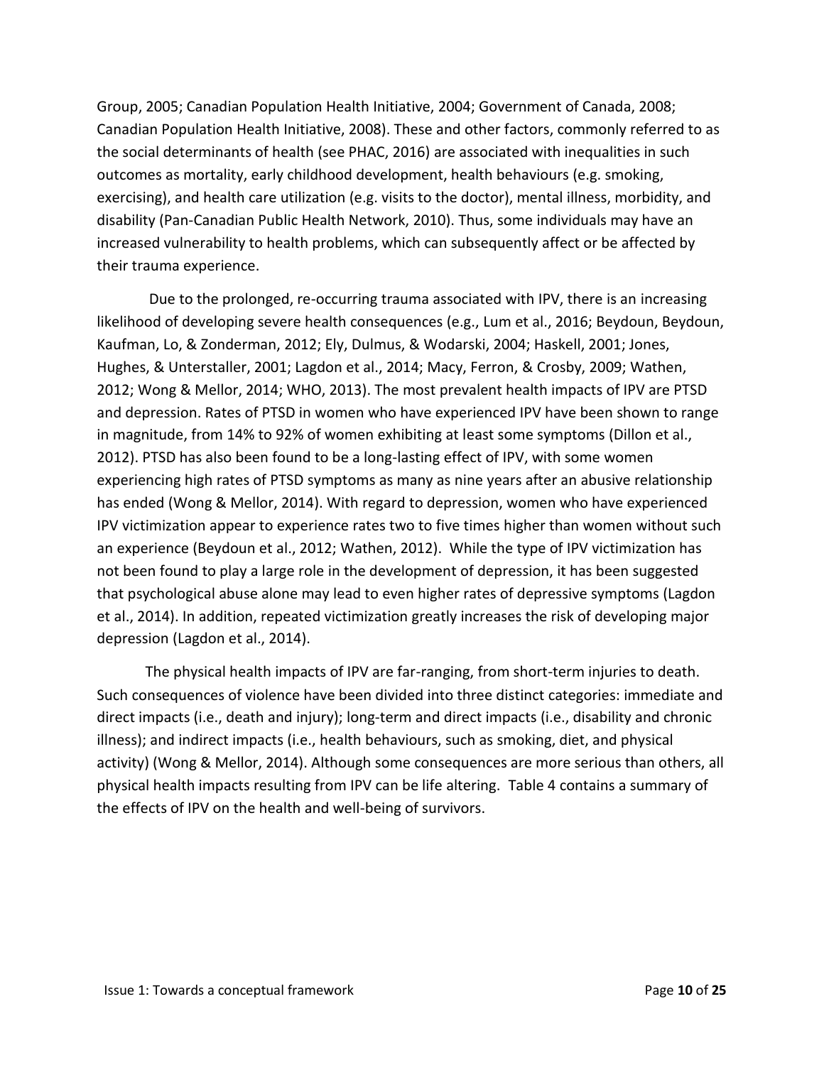Group, 2005; Canadian Population Health Initiative, 2004; Government of Canada, 2008; Canadian Population Health Initiative, 2008). These and other factors, commonly referred to as the social determinants of health (see PHAC, 2016) are associated with inequalities in such outcomes as mortality, early childhood development, health behaviours (e.g. smoking, exercising), and health care utilization (e.g. visits to the doctor), mental illness, morbidity, and disability (Pan-Canadian Public Health Network, 2010). Thus, some individuals may have an increased vulnerability to health problems, which can subsequently affect or be affected by their trauma experience.

Due to the prolonged, re-occurring trauma associated with IPV, there is an increasing likelihood of developing severe health consequences (e.g., Lum et al., 2016; Beydoun, Beydoun, Kaufman, Lo, & Zonderman, 2012; Ely, Dulmus, & Wodarski, 2004; Haskell, 2001; Jones, Hughes, & Unterstaller, 2001; Lagdon et al., 2014; Macy, Ferron, & Crosby, 2009; Wathen, 2012; Wong & Mellor, 2014; WHO, 2013). The most prevalent health impacts of IPV are PTSD and depression. Rates of PTSD in women who have experienced IPV have been shown to range in magnitude, from 14% to 92% of women exhibiting at least some symptoms (Dillon et al., 2012). PTSD has also been found to be a long-lasting effect of IPV, with some women experiencing high rates of PTSD symptoms as many as nine years after an abusive relationship has ended (Wong & Mellor, 2014). With regard to depression, women who have experienced IPV victimization appear to experience rates two to five times higher than women without such an experience (Beydoun et al., 2012; Wathen, 2012). While the type of IPV victimization has not been found to play a large role in the development of depression, it has been suggested that psychological abuse alone may lead to even higher rates of depressive symptoms (Lagdon et al., 2014). In addition, repeated victimization greatly increases the risk of developing major depression (Lagdon et al., 2014).

The physical health impacts of IPV are far-ranging, from short-term injuries to death. Such consequences of violence have been divided into three distinct categories: immediate and direct impacts (i.e., death and injury); long-term and direct impacts (i.e., disability and chronic illness); and indirect impacts (i.e., health behaviours, such as smoking, diet, and physical activity) (Wong & Mellor, 2014). Although some consequences are more serious than others, all physical health impacts resulting from IPV can be life altering. Table 4 contains a summary of the effects of IPV on the health and well-being of survivors.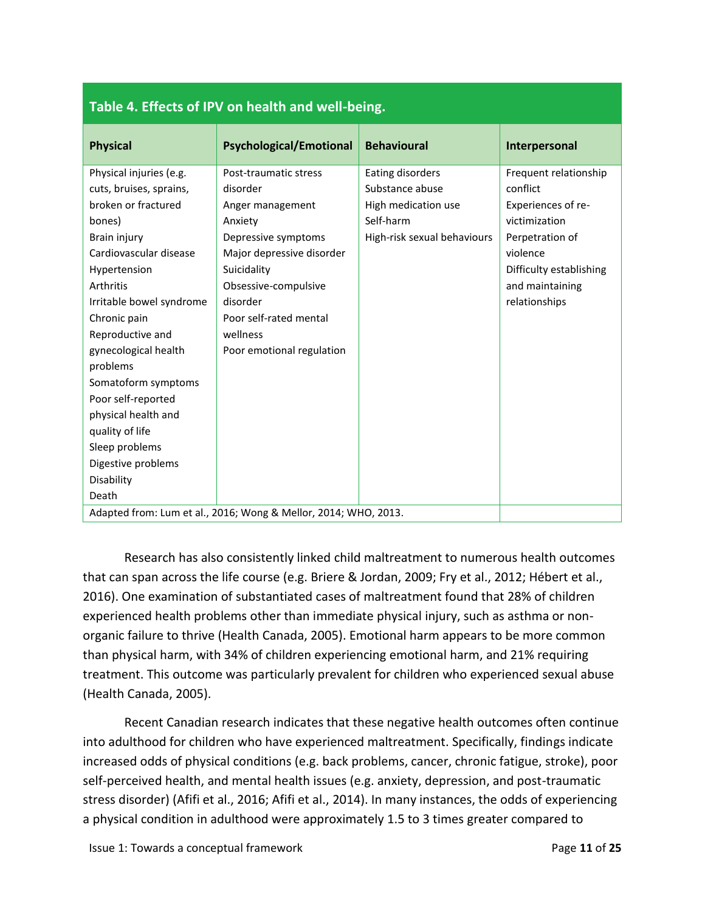**Table 4. Effects of IPV on health and well-being.**

| Physical | Psychological/Emotional | Behavioural | Interpersonal |
|---|---|---|---|
| Physical injuries (e.g. cuts, bruises, sprains, broken or fractured bones)<br>Brain injury<br>Cardiovascular disease<br>Hypertension<br>Arthritis<br>Irritable bowel syndrome<br>Chronic pain<br>Reproductive and gynecological health problems<br>Somatoform symptoms<br>Poor self-reported physical health and quality of life<br>Sleep problems<br>Digestive problems<br>Disability<br>Death | Post-traumatic stress disorder<br>Anger management<br>Anxiety<br>Depressive symptoms<br>Major depressive disorder<br>Suicidality<br>Obsessive-compulsive disorder<br>Poor self-rated mental wellness<br>Poor emotional regulation | Eating disorders<br>Substance abuse<br>High medication use<br>Self-harm<br>High-risk sexual behaviours | Frequent relationship conflict<br>Experiences of re-victimization<br>Perpetration of violence<br>Difficulty establishing and maintaining relationships |
| Adapted from: Lum et al., 2016; Wong & Mellor, 2014; WHO, 2013. | | | |

Research has also consistently linked child maltreatment to numerous health outcomes that can span across the life course (e.g. Briere & Jordan, 2009; Fry et al., 2012; Hébert et al., 2016). One examination of substantiated cases of maltreatment found that 28% of children experienced health problems other than immediate physical injury, such as asthma or non-organic failure to thrive (Health Canada, 2005). Emotional harm appears to be more common than physical harm, with 34% of children experiencing emotional harm, and 21% requiring treatment. This outcome was particularly prevalent for children who experienced sexual abuse (Health Canada, 2005).

Recent Canadian research indicates that these negative health outcomes often continue into adulthood for children who have experienced maltreatment. Specifically, findings indicate increased odds of physical conditions (e.g. back problems, cancer, chronic fatigue, stroke), poor self-perceived health, and mental health issues (e.g. anxiety, depression, and post-traumatic stress disorder) (Afifi et al., 2016; Afifi et al., 2014). In many instances, the odds of experiencing a physical condition in adulthood were approximately 1.5 to 3 times greater compared to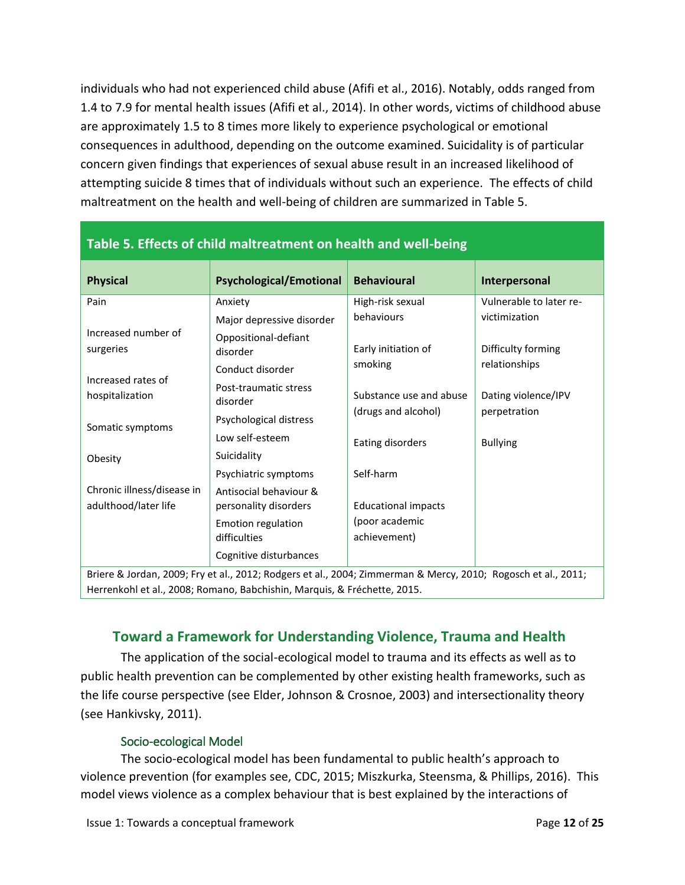individuals who had not experienced child abuse (Afifi et al., 2016). Notably, odds ranged from 1.4 to 7.9 for mental health issues (Afifi et al., 2014). In other words, victims of childhood abuse are approximately 1.5 to 8 times more likely to experience psychological or emotional consequences in adulthood, depending on the outcome examined. Suicidality is of particular concern given findings that experiences of sexual abuse result in an increased likelihood of attempting suicide 8 times that of individuals without such an experience. The effects of child maltreatment on the health and well-being of children are summarized in Table 5.

**Table 5. Effects of child maltreatment on health and well-being**

| Physical | Psychological/Emotional | Behavioural | Interpersonal |
|---|---|---|---|
| Pain | Anxiety | High-risk sexual behaviours | Vulnerable to later re-victimization |
| Increased number of surgeries | Major depressive disorder | Early initiation of smoking | Difficulty forming relationships |
| Increased rates of hospitalization | Oppositional-defiant disorder | Substance use and abuse (drugs and alcohol) | Dating violence/IPV perpetration |
| Somatic symptoms | Conduct disorder | Eating disorders | Bullying |
| Obesity | Post-traumatic stress disorder | Self-harm | |
| Chronic illness/disease in adulthood/later life | Psychological distress | Educational impacts (poor academic achievement) | |
| | Low self-esteem | | |
| | Suicidality | | |
| | Psychiatric symptoms | | |
| | Antisocial behaviour & personality disorders | | |
| | Emotion regulation difficulties | | |
| | Cognitive disturbances | | |

Briere & Jordan, 2009; Fry et al., 2012; Rodgers et al., 2004; Zimmerman & Mercy, 2010; Rogosch et al., 2011; Herrenkohl et al., 2008; Romano, Babchishin, Marquis, & Fréchette, 2015.

## Toward a Framework for Understanding Violence, Trauma and Health

The application of the social-ecological model to trauma and its effects as well as to public health prevention can be complemented by other existing health frameworks, such as the life course perspective (see Elder, Johnson & Crosnoe, 2003) and intersectionality theory (see Hankivsky, 2011).

### Socio-ecological Model

The socio-ecological model has been fundamental to public health's approach to violence prevention (for examples see, CDC, 2015; Miszkurka, Steensma, & Phillips, 2016). This model views violence as a complex behaviour that is best explained by the interactions of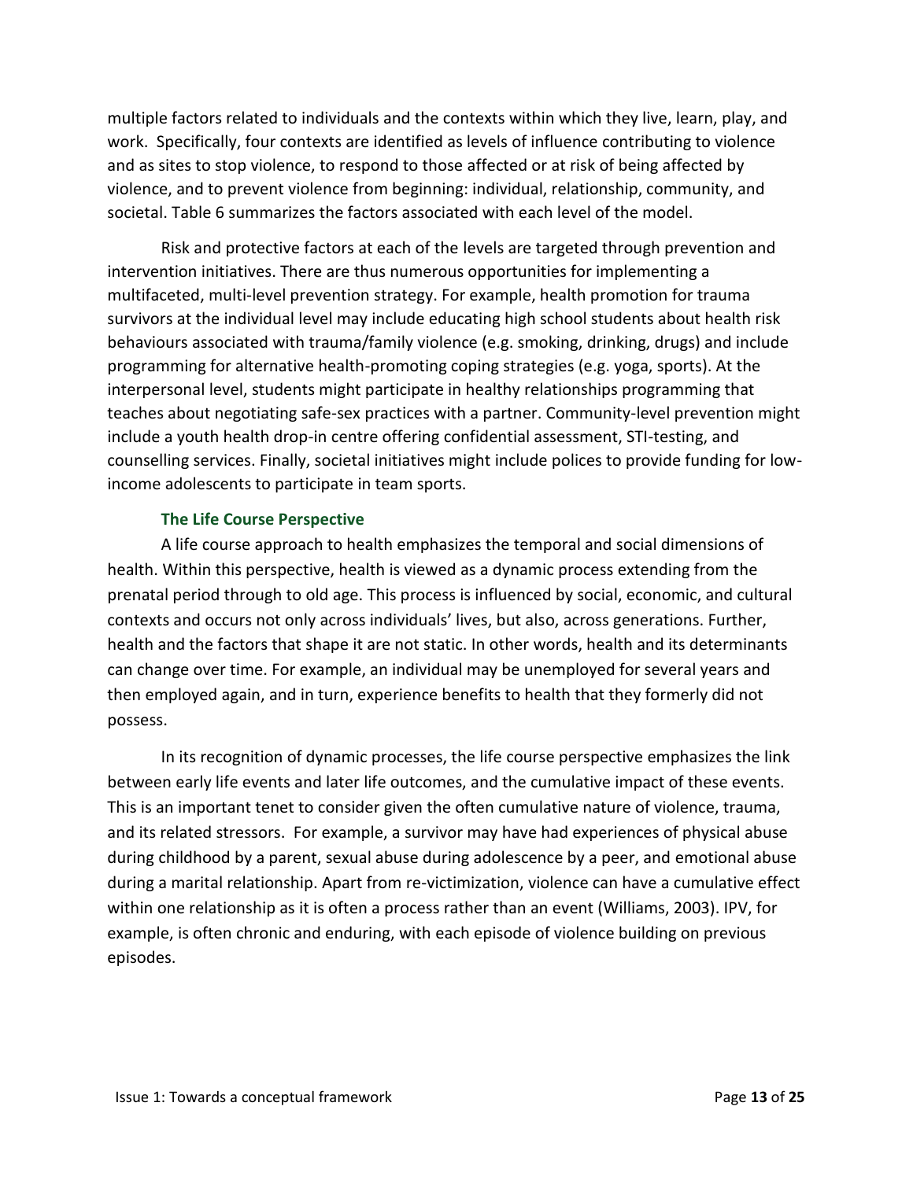multiple factors related to individuals and the contexts within which they live, learn, play, and work. Specifically, four contexts are identified as levels of influence contributing to violence and as sites to stop violence, to respond to those affected or at risk of being affected by violence, and to prevent violence from beginning: individual, relationship, community, and societal. Table 6 summarizes the factors associated with each level of the model.

Risk and protective factors at each of the levels are targeted through prevention and intervention initiatives. There are thus numerous opportunities for implementing a multifaceted, multi-level prevention strategy. For example, health promotion for trauma survivors at the individual level may include educating high school students about health risk behaviours associated with trauma/family violence (e.g. smoking, drinking, drugs) and include programming for alternative health-promoting coping strategies (e.g. yoga, sports). At the interpersonal level, students might participate in healthy relationships programming that teaches about negotiating safe-sex practices with a partner. Community-level prevention might include a youth health drop-in centre offering confidential assessment, STI-testing, and counselling services. Finally, societal initiatives might include polices to provide funding for low-income adolescents to participate in team sports.

### The Life Course Perspective

A life course approach to health emphasizes the temporal and social dimensions of health. Within this perspective, health is viewed as a dynamic process extending from the prenatal period through to old age. This process is influenced by social, economic, and cultural contexts and occurs not only across individuals' lives, but also, across generations. Further, health and the factors that shape it are not static. In other words, health and its determinants can change over time. For example, an individual may be unemployed for several years and then employed again, and in turn, experience benefits to health that they formerly did not possess.

In its recognition of dynamic processes, the life course perspective emphasizes the link between early life events and later life outcomes, and the cumulative impact of these events. This is an important tenet to consider given the often cumulative nature of violence, trauma, and its related stressors. For example, a survivor may have had experiences of physical abuse during childhood by a parent, sexual abuse during adolescence by a peer, and emotional abuse during a marital relationship. Apart from re-victimization, violence can have a cumulative effect within one relationship as it is often a process rather than an event (Williams, 2003). IPV, for example, is often chronic and enduring, with each episode of violence building on previous episodes.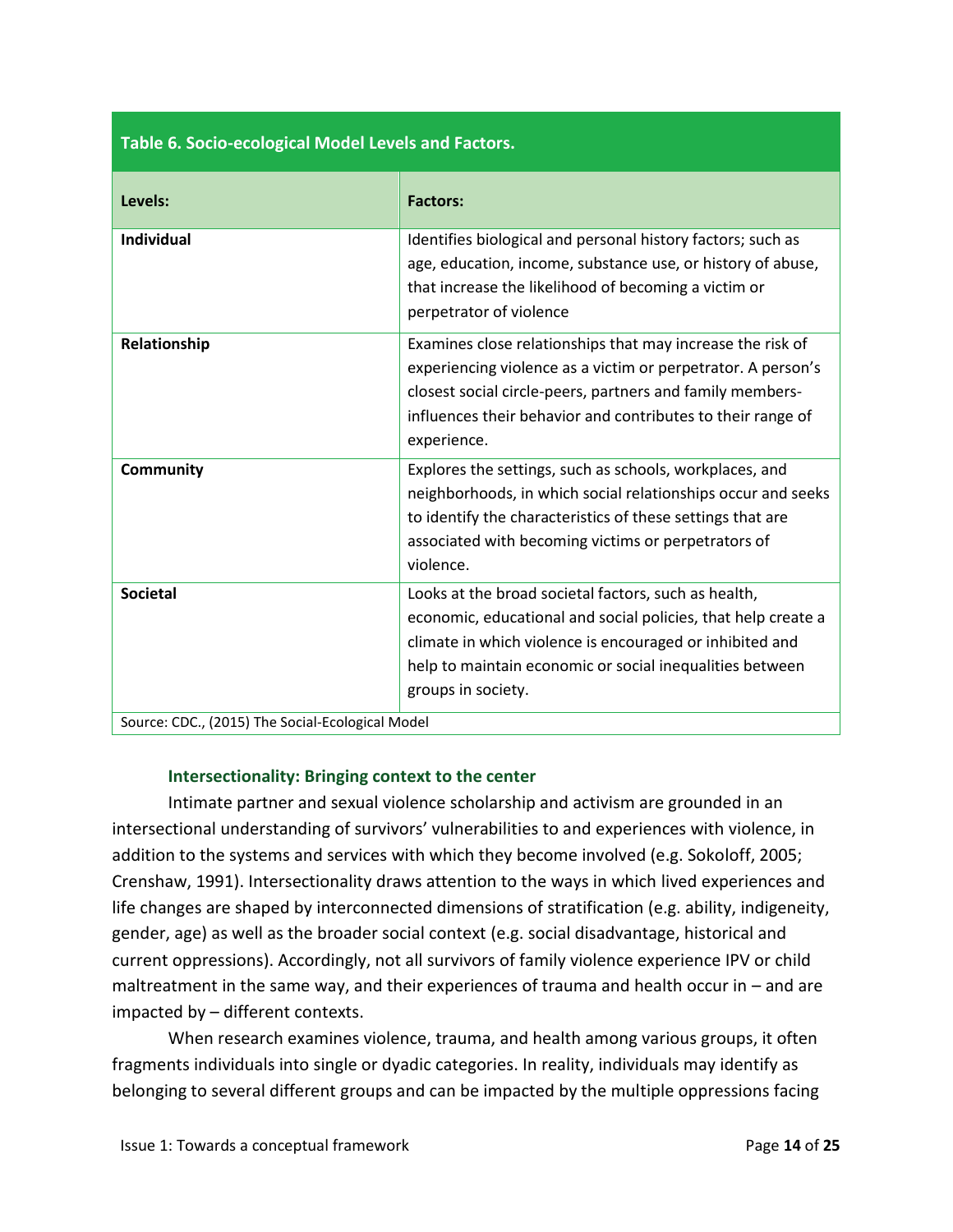**Table 6. Socio-ecological Model Levels and Factors.**

| Levels: | Factors: |
|---|---|
| **Individual** | Identifies biological and personal history factors; such as age, education, income, substance use, or history of abuse, that increase the likelihood of becoming a victim or perpetrator of violence |
| **Relationship** | Examines close relationships that may increase the risk of experiencing violence as a victim or perpetrator. A person's closest social circle-peers, partners and family members-influences their behavior and contributes to their range of experience. |
| **Community** | Explores the settings, such as schools, workplaces, and neighborhoods, in which social relationships occur and seeks to identify the characteristics of these settings that are associated with becoming victims or perpetrators of violence. |
| **Societal** | Looks at the broad societal factors, such as health, economic, educational and social policies, that help create a climate in which violence is encouraged or inhibited and help to maintain economic or social inequalities between groups in society. |

Source: CDC., (2015) The Social-Ecological Model

### Intersectionality: Bringing context to the center

Intimate partner and sexual violence scholarship and activism are grounded in an intersectional understanding of survivors' vulnerabilities to and experiences with violence, in addition to the systems and services with which they become involved (e.g. Sokoloff, 2005; Crenshaw, 1991). Intersectionality draws attention to the ways in which lived experiences and life changes are shaped by interconnected dimensions of stratification (e.g. ability, indigeneity, gender, age) as well as the broader social context (e.g. social disadvantage, historical and current oppressions). Accordingly, not all survivors of family violence experience IPV or child maltreatment in the same way, and their experiences of trauma and health occur in – and are impacted by – different contexts.

When research examines violence, trauma, and health among various groups, it often fragments individuals into single or dyadic categories. In reality, individuals may identify as belonging to several different groups and can be impacted by the multiple oppressions facing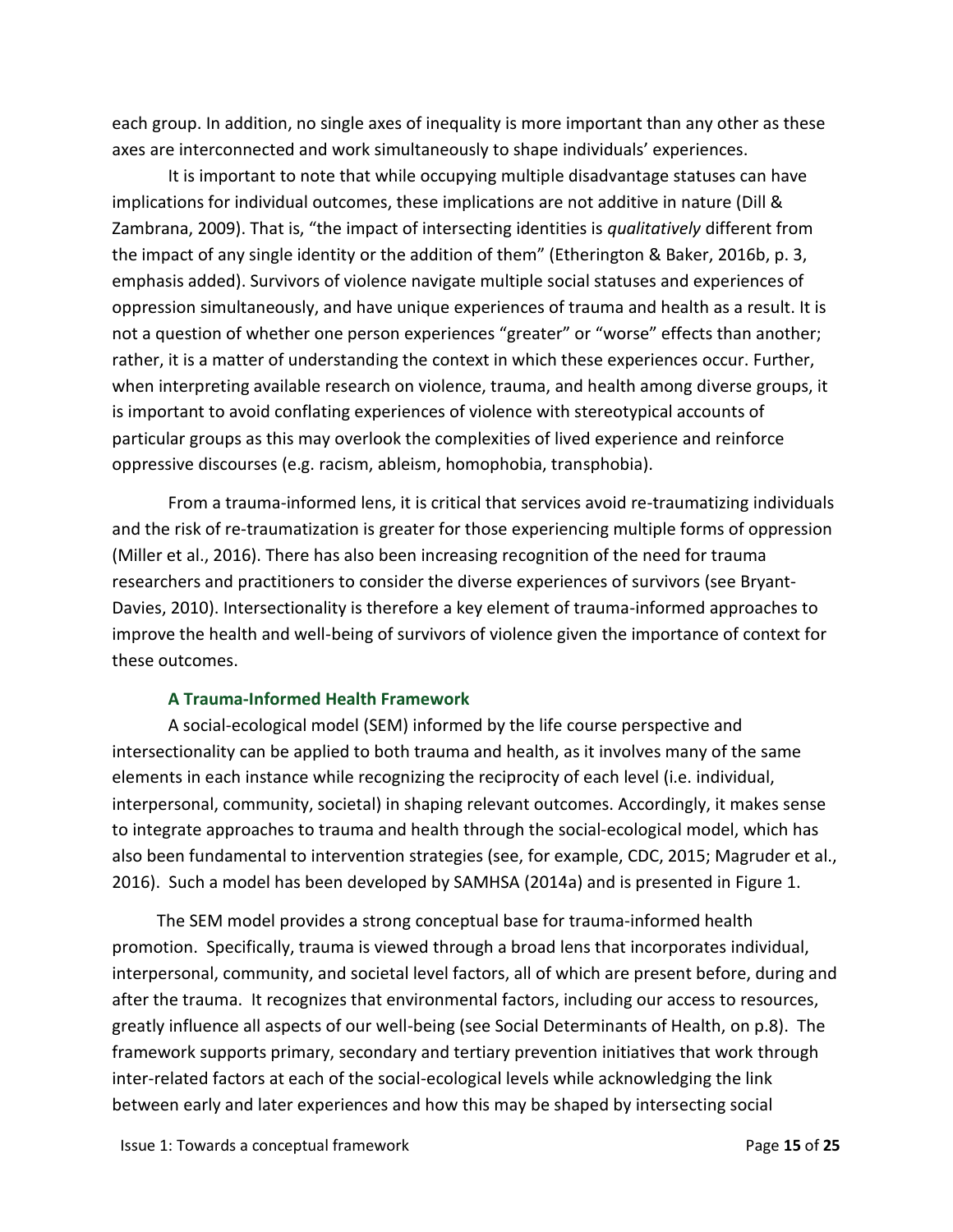each group. In addition, no single axes of inequality is more important than any other as these axes are interconnected and work simultaneously to shape individuals' experiences.

It is important to note that while occupying multiple disadvantage statuses can have implications for individual outcomes, these implications are not additive in nature (Dill & Zambrana, 2009). That is, "the impact of intersecting identities is *qualitatively* different from the impact of any single identity or the addition of them" (Etherington & Baker, 2016b, p. 3, emphasis added). Survivors of violence navigate multiple social statuses and experiences of oppression simultaneously, and have unique experiences of trauma and health as a result. It is not a question of whether one person experiences "greater" or "worse" effects than another; rather, it is a matter of understanding the context in which these experiences occur. Further, when interpreting available research on violence, trauma, and health among diverse groups, it is important to avoid conflating experiences of violence with stereotypical accounts of particular groups as this may overlook the complexities of lived experience and reinforce oppressive discourses (e.g. racism, ableism, homophobia, transphobia).

From a trauma-informed lens, it is critical that services avoid re-traumatizing individuals and the risk of re-traumatization is greater for those experiencing multiple forms of oppression (Miller et al., 2016). There has also been increasing recognition of the need for trauma researchers and practitioners to consider the diverse experiences of survivors (see Bryant-Davies, 2010). Intersectionality is therefore a key element of trauma-informed approaches to improve the health and well-being of survivors of violence given the importance of context for these outcomes.

### A Trauma-Informed Health Framework

A social-ecological model (SEM) informed by the life course perspective and intersectionality can be applied to both trauma and health, as it involves many of the same elements in each instance while recognizing the reciprocity of each level (i.e. individual, interpersonal, community, societal) in shaping relevant outcomes. Accordingly, it makes sense to integrate approaches to trauma and health through the social-ecological model, which has also been fundamental to intervention strategies (see, for example, CDC, 2015; Magruder et al., 2016). Such a model has been developed by SAMHSA (2014a) and is presented in Figure 1.

The SEM model provides a strong conceptual base for trauma-informed health promotion. Specifically, trauma is viewed through a broad lens that incorporates individual, interpersonal, community, and societal level factors, all of which are present before, during and after the trauma. It recognizes that environmental factors, including our access to resources, greatly influence all aspects of our well-being (see Social Determinants of Health, on p.8). The framework supports primary, secondary and tertiary prevention initiatives that work through inter-related factors at each of the social-ecological levels while acknowledging the link between early and later experiences and how this may be shaped by intersecting social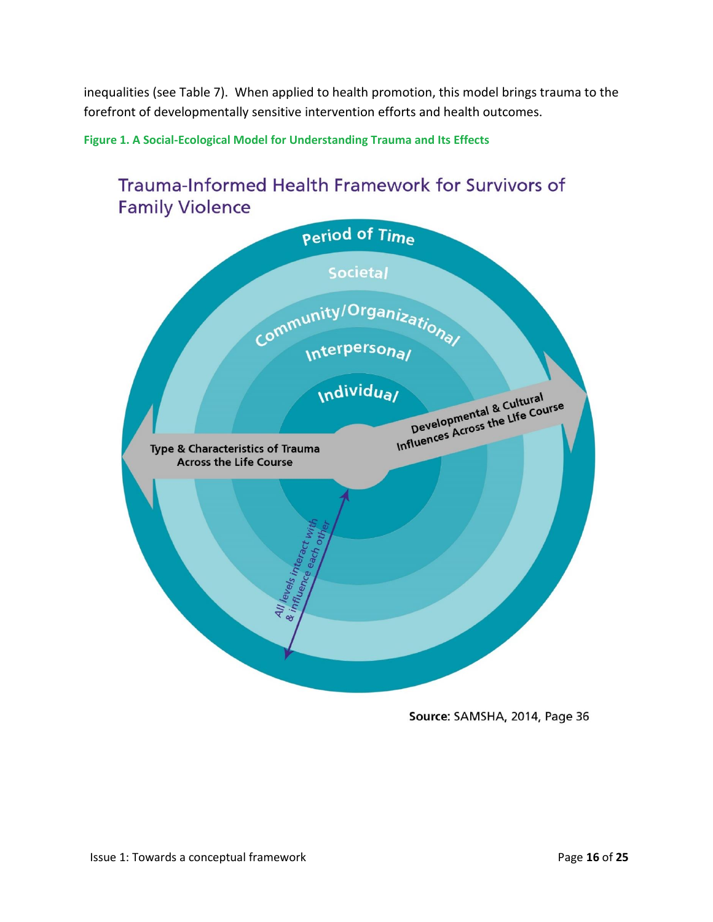inequalities (see Table 7). When applied to health promotion, this model brings trauma to the forefront of developmentally sensitive intervention efforts and health outcomes.

**Figure 1. A Social-Ecological Model for Understanding Trauma and Its Effects**

Trauma-Informed Health Framework for Survivors of Family Violence

Period of Time

Societal

Community/Organizational

Interpersonal

Individual

Type & Characteristics of Trauma Across the Life Course

Developmental & Cultural Influences Across the LIfe Course

All levels interact with & influence each other

**Source:** SAMSHA, 2014, Page 36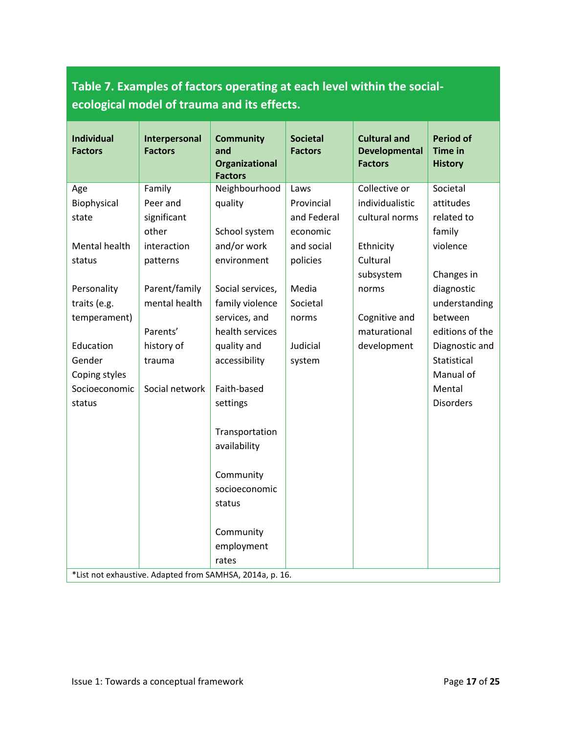**Table 7. Examples of factors operating at each level within the social-ecological model of trauma and its effects.**

| Individual Factors | Interpersonal Factors | Community and Organizational Factors | Societal Factors | Cultural and Developmental Factors | Period of Time in History |
|---|---|---|---|---|---|
| Age<br>Biophysical state<br><br>Mental health status<br><br>Personality traits (e.g. temperament)<br><br>Education<br>Gender<br>Coping styles<br>Socioeconomic status | Family<br>Peer and significant other interaction patterns<br><br>Parent/family mental health<br><br>Parents' history of trauma<br><br>Social network | Neighbourhood quality<br><br>School system and/or work environment<br><br>Social services, family violence services, and health services quality and accessibility<br><br>Faith-based settings<br><br>Transportation availability<br><br>Community socioeconomic status<br><br>Community employment rates | Laws<br>Provincial and Federal economic and social policies<br><br>Media<br>Societal norms<br><br>Judicial system | Collective or individualistic cultural norms<br><br>Ethnicity<br>Cultural subsystem norms<br><br>Cognitive and maturational development | Societal attitudes related to family violence<br><br>Changes in diagnostic understanding between editions of the Diagnostic and Statistical Manual of Mental Disorders |

*List not exhaustive. Adapted from SAMHSA, 2014a, p. 16.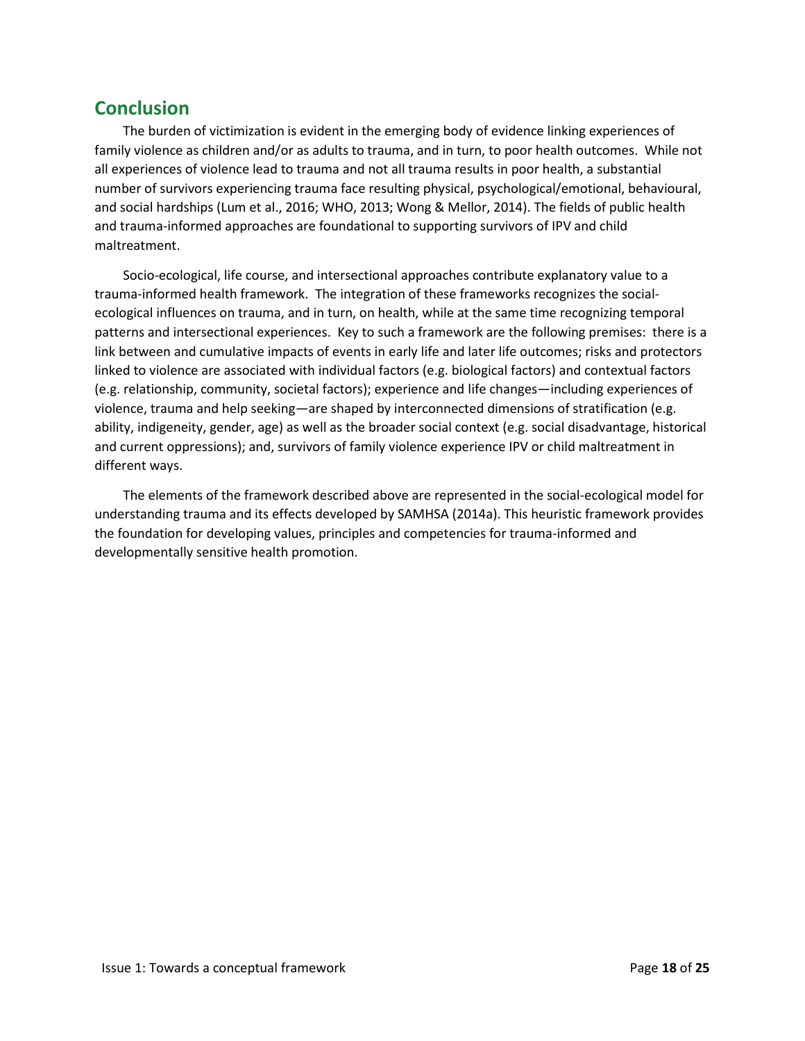## Conclusion

The burden of victimization is evident in the emerging body of evidence linking experiences of family violence as children and/or as adults to trauma, and in turn, to poor health outcomes. While not all experiences of violence lead to trauma and not all trauma results in poor health, a substantial number of survivors experiencing trauma face resulting physical, psychological/emotional, behavioural, and social hardships (Lum et al., 2016; WHO, 2013; Wong & Mellor, 2014). The fields of public health and trauma-informed approaches are foundational to supporting survivors of IPV and child maltreatment.

Socio-ecological, life course, and intersectional approaches contribute explanatory value to a trauma-informed health framework. The integration of these frameworks recognizes the social-ecological influences on trauma, and in turn, on health, while at the same time recognizing temporal patterns and intersectional experiences. Key to such a framework are the following premises: there is a link between and cumulative impacts of events in early life and later life outcomes; risks and protectors linked to violence are associated with individual factors (e.g. biological factors) and contextual factors (e.g. relationship, community, societal factors); experience and life changes—including experiences of violence, trauma and help seeking—are shaped by interconnected dimensions of stratification (e.g. ability, indigeneity, gender, age) as well as the broader social context (e.g. social disadvantage, historical and current oppressions); and, survivors of family violence experience IPV or child maltreatment in different ways.

The elements of the framework described above are represented in the social-ecological model for understanding trauma and its effects developed by SAMHSA (2014a). This heuristic framework provides the foundation for developing values, principles and competencies for trauma-informed and developmentally sensitive health promotion.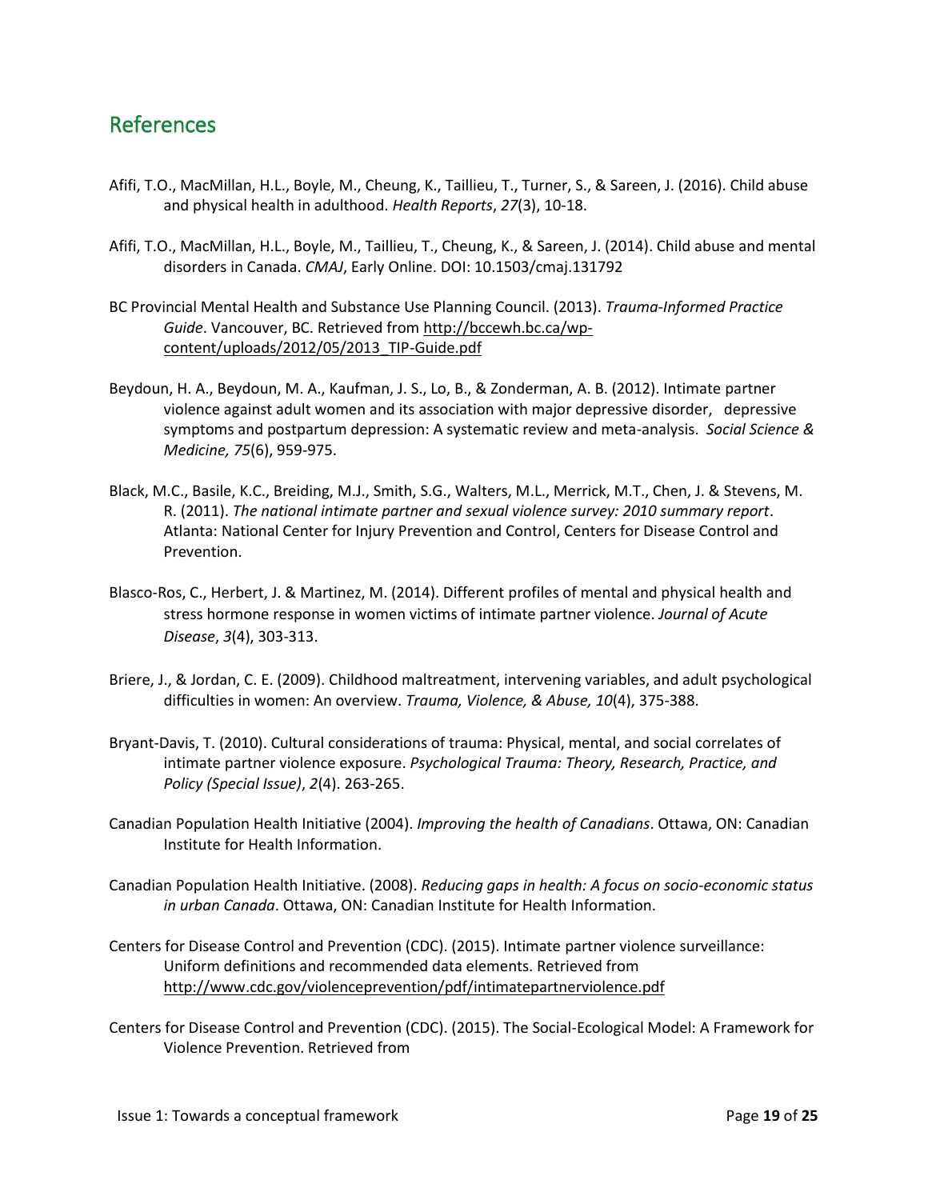## References

Afifi, T.O., MacMillan, H.L., Boyle, M., Cheung, K., Taillieu, T., Turner, S., & Sareen, J. (2016). Child abuse and physical health in adulthood. *Health Reports*, *27*(3), 10-18.

Afifi, T.O., MacMillan, H.L., Boyle, M., Taillieu, T., Cheung, K., & Sareen, J. (2014). Child abuse and mental disorders in Canada. *CMAJ*, Early Online. DOI: 10.1503/cmaj.131792

BC Provincial Mental Health and Substance Use Planning Council. (2013). *Trauma-Informed Practice Guide*. Vancouver, BC. Retrieved from http://bccewh.bc.ca/wp-content/uploads/2012/05/2013_TIP-Guide.pdf

Beydoun, H. A., Beydoun, M. A., Kaufman, J. S., Lo, B., & Zonderman, A. B. (2012). Intimate partner violence against adult women and its association with major depressive disorder, depressive symptoms and postpartum depression: A systematic review and meta-analysis. *Social Science & Medicine, 75*(6), 959-975.

Black, M.C., Basile, K.C., Breiding, M.J., Smith, S.G., Walters, M.L., Merrick, M.T., Chen, J. & Stevens, M. R. (2011). *The national intimate partner and sexual violence survey: 2010 summary report*. Atlanta: National Center for Injury Prevention and Control, Centers for Disease Control and Prevention.

Blasco-Ros, C., Herbert, J. & Martinez, M. (2014). Different profiles of mental and physical health and stress hormone response in women victims of intimate partner violence. *Journal of Acute Disease*, *3*(4), 303-313.

Briere, J., & Jordan, C. E. (2009). Childhood maltreatment, intervening variables, and adult psychological difficulties in women: An overview. *Trauma, Violence, & Abuse, 10*(4), 375-388.

Bryant-Davis, T. (2010). Cultural considerations of trauma: Physical, mental, and social correlates of intimate partner violence exposure. *Psychological Trauma: Theory, Research, Practice, and Policy (Special Issue)*, *2*(4). 263-265.

Canadian Population Health Initiative (2004). *Improving the health of Canadians*. Ottawa, ON: Canadian Institute for Health Information.

Canadian Population Health Initiative. (2008). *Reducing gaps in health: A focus on socio-economic status in urban Canada*. Ottawa, ON: Canadian Institute for Health Information.

Centers for Disease Control and Prevention (CDC). (2015). Intimate partner violence surveillance: Uniform definitions and recommended data elements. Retrieved from http://www.cdc.gov/violenceprevention/pdf/intimatepartnerviolence.pdf

Centers for Disease Control and Prevention (CDC). (2015). The Social-Ecological Model: A Framework for Violence Prevention. Retrieved from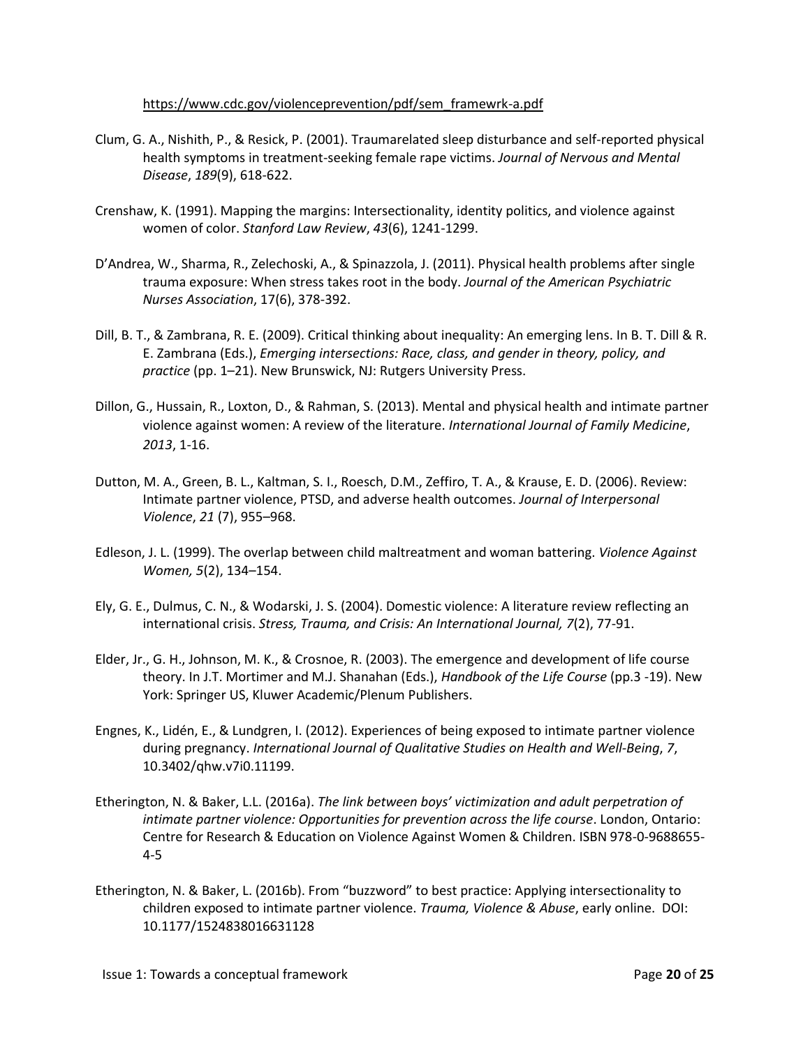https://www.cdc.gov/violenceprevention/pdf/sem_framewrk-a.pdf

Clum, G. A., Nishith, P., & Resick, P. (2001). Traumarelated sleep disturbance and self-reported physical health symptoms in treatment-seeking female rape victims. *Journal of Nervous and Mental Disease*, *189*(9), 618-622.

Crenshaw, K. (1991). Mapping the margins: Intersectionality, identity politics, and violence against women of color. *Stanford Law Review*, *43*(6), 1241-1299.

D'Andrea, W., Sharma, R., Zelechoski, A., & Spinazzola, J. (2011). Physical health problems after single trauma exposure: When stress takes root in the body. *Journal of the American Psychiatric Nurses Association*, 17(6), 378-392.

Dill, B. T., & Zambrana, R. E. (2009). Critical thinking about inequality: An emerging lens. In B. T. Dill & R. E. Zambrana (Eds.), *Emerging intersections: Race, class, and gender in theory, policy, and practice* (pp. 1–21). New Brunswick, NJ: Rutgers University Press.

Dillon, G., Hussain, R., Loxton, D., & Rahman, S. (2013). Mental and physical health and intimate partner violence against women: A review of the literature. *International Journal of Family Medicine*, *2013*, 1-16.

Dutton, M. A., Green, B. L., Kaltman, S. I., Roesch, D.M., Zeffiro, T. A., & Krause, E. D. (2006). Review: Intimate partner violence, PTSD, and adverse health outcomes. *Journal of Interpersonal Violence*, *21* (7), 955–968.

Edleson, J. L. (1999). The overlap between child maltreatment and woman battering. *Violence Against Women, 5*(2), 134–154.

Ely, G. E., Dulmus, C. N., & Wodarski, J. S. (2004). Domestic violence: A literature review reflecting an international crisis. *Stress, Trauma, and Crisis: An International Journal, 7*(2), 77-91.

Elder, Jr., G. H., Johnson, M. K., & Crosnoe, R. (2003). The emergence and development of life course theory. In J.T. Mortimer and M.J. Shanahan (Eds.), *Handbook of the Life Course* (pp.3 -19). New York: Springer US, Kluwer Academic/Plenum Publishers.

Engnes, K., Lidén, E., & Lundgren, I. (2012). Experiences of being exposed to intimate partner violence during pregnancy. *International Journal of Qualitative Studies on Health and Well-Being*, *7*, 10.3402/qhw.v7i0.11199.

Etherington, N. & Baker, L.L. (2016a). *The link between boys' victimization and adult perpetration of intimate partner violence: Opportunities for prevention across the life course*. London, Ontario: Centre for Research & Education on Violence Against Women & Children. ISBN 978-0-9688655-4-5

Etherington, N. & Baker, L. (2016b). From "buzzword" to best practice: Applying intersectionality to children exposed to intimate partner violence. *Trauma, Violence & Abuse*, early online. DOI: 10.1177/1524838016631128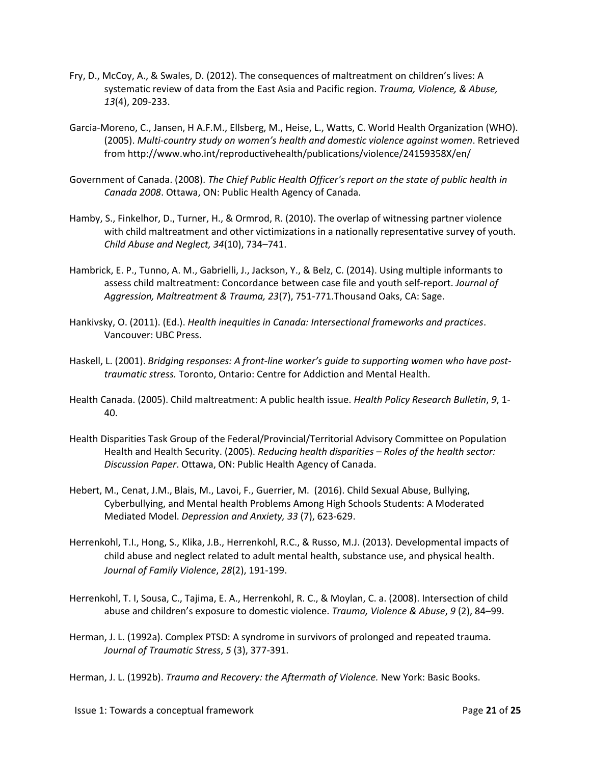Fry, D., McCoy, A., & Swales, D. (2012). The consequences of maltreatment on children's lives: A systematic review of data from the East Asia and Pacific region. *Trauma, Violence, & Abuse, 13*(4), 209-233.

Garcia-Moreno, C., Jansen, H A.F.M., Ellsberg, M., Heise, L., Watts, C. World Health Organization (WHO). (2005). *Multi-country study on women's health and domestic violence against women*. Retrieved from http://www.who.int/reproductivehealth/publications/violence/24159358X/en/

Government of Canada. (2008). *The Chief Public Health Officer's report on the state of public health in Canada 2008*. Ottawa, ON: Public Health Agency of Canada.

Hamby, S., Finkelhor, D., Turner, H., & Ormrod, R. (2010). The overlap of witnessing partner violence with child maltreatment and other victimizations in a nationally representative survey of youth. *Child Abuse and Neglect, 34*(10), 734–741.

Hambrick, E. P., Tunno, A. M., Gabrielli, J., Jackson, Y., & Belz, C. (2014). Using multiple informants to assess child maltreatment: Concordance between case file and youth self-report. *Journal of Aggression, Maltreatment & Trauma, 23*(7), 751-771.Thousand Oaks, CA: Sage.

Hankivsky, O. (2011). (Ed.). *Health inequities in Canada: Intersectional frameworks and practices*. Vancouver: UBC Press.

Haskell, L. (2001). *Bridging responses: A front-line worker's guide to supporting women who have post-traumatic stress.* Toronto, Ontario: Centre for Addiction and Mental Health.

Health Canada. (2005). Child maltreatment: A public health issue. *Health Policy Research Bulletin*, *9*, 1-40.

Health Disparities Task Group of the Federal/Provincial/Territorial Advisory Committee on Population Health and Health Security. (2005). *Reducing health disparities – Roles of the health sector: Discussion Paper*. Ottawa, ON: Public Health Agency of Canada.

Hebert, M., Cenat, J.M., Blais, M., Lavoi, F., Guerrier, M. (2016). Child Sexual Abuse, Bullying, Cyberbullying, and Mental health Problems Among High Schools Students: A Moderated Mediated Model. *Depression and Anxiety, 33* (7), 623-629.

Herrenkohl, T.I., Hong, S., Klika, J.B., Herrenkohl, R.C., & Russo, M.J. (2013). Developmental impacts of child abuse and neglect related to adult mental health, substance use, and physical health. *Journal of Family Violence*, *28*(2), 191-199.

Herrenkohl, T. I, Sousa, C., Tajima, E. A., Herrenkohl, R. C., & Moylan, C. a. (2008). Intersection of child abuse and children's exposure to domestic violence. *Trauma, Violence & Abuse*, *9* (2), 84–99.

Herman, J. L. (1992a). Complex PTSD: A syndrome in survivors of prolonged and repeated trauma. *Journal of Traumatic Stress*, *5* (3), 377-391.

Herman, J. L. (1992b). *Trauma and Recovery: the Aftermath of Violence.* New York: Basic Books.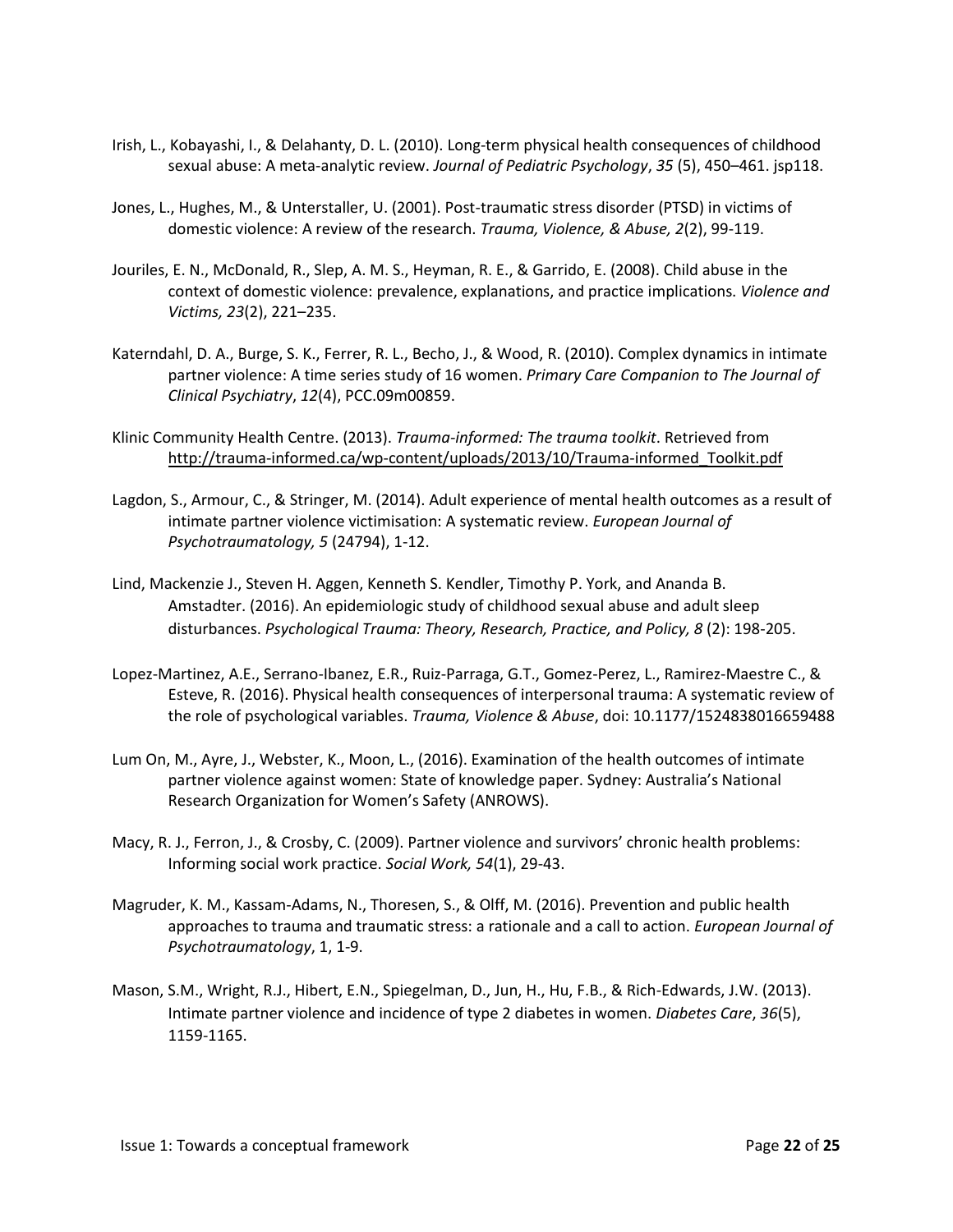Irish, L., Kobayashi, I., & Delahanty, D. L. (2010). Long-term physical health consequences of childhood sexual abuse: A meta-analytic review. *Journal of Pediatric Psychology*, *35* (5), 450–461. jsp118.

Jones, L., Hughes, M., & Unterstaller, U. (2001). Post-traumatic stress disorder (PTSD) in victims of domestic violence: A review of the research. *Trauma, Violence, & Abuse, 2*(2), 99-119.

Jouriles, E. N., McDonald, R., Slep, A. M. S., Heyman, R. E., & Garrido, E. (2008). Child abuse in the context of domestic violence: prevalence, explanations, and practice implications. *Violence and Victims, 23*(2), 221–235.

Katerndahl, D. A., Burge, S. K., Ferrer, R. L., Becho, J., & Wood, R. (2010). Complex dynamics in intimate partner violence: A time series study of 16 women. *Primary Care Companion to The Journal of Clinical Psychiatry*, *12*(4), PCC.09m00859.

Klinic Community Health Centre. (2013). *Trauma-informed: The trauma toolkit*. Retrieved from http://trauma-informed.ca/wp-content/uploads/2013/10/Trauma-informed_Toolkit.pdf

Lagdon, S., Armour, C., & Stringer, M. (2014). Adult experience of mental health outcomes as a result of intimate partner violence victimisation: A systematic review. *European Journal of Psychotraumatology, 5* (24794), 1-12.

Lind, Mackenzie J., Steven H. Aggen, Kenneth S. Kendler, Timothy P. York, and Ananda B. Amstadter. (2016). An epidemiologic study of childhood sexual abuse and adult sleep disturbances. *Psychological Trauma: Theory, Research, Practice, and Policy, 8* (2): 198-205.

Lopez-Martinez, A.E., Serrano-Ibanez, E.R., Ruiz-Parraga, G.T., Gomez-Perez, L., Ramirez-Maestre C., & Esteve, R. (2016). Physical health consequences of interpersonal trauma: A systematic review of the role of psychological variables. *Trauma, Violence & Abuse*, doi: 10.1177/1524838016659488

Lum On, M., Ayre, J., Webster, K., Moon, L., (2016). Examination of the health outcomes of intimate partner violence against women: State of knowledge paper. Sydney: Australia's National Research Organization for Women's Safety (ANROWS).

Macy, R. J., Ferron, J., & Crosby, C. (2009). Partner violence and survivors' chronic health problems: Informing social work practice. *Social Work, 54*(1), 29-43.

Magruder, K. M., Kassam-Adams, N., Thoresen, S., & Olff, M. (2016). Prevention and public health approaches to trauma and traumatic stress: a rationale and a call to action. *European Journal of Psychotraumatology*, 1, 1-9.

Mason, S.M., Wright, R.J., Hibert, E.N., Spiegelman, D., Jun, H., Hu, F.B., & Rich-Edwards, J.W. (2013). Intimate partner violence and incidence of type 2 diabetes in women. *Diabetes Care*, *36*(5), 1159-1165.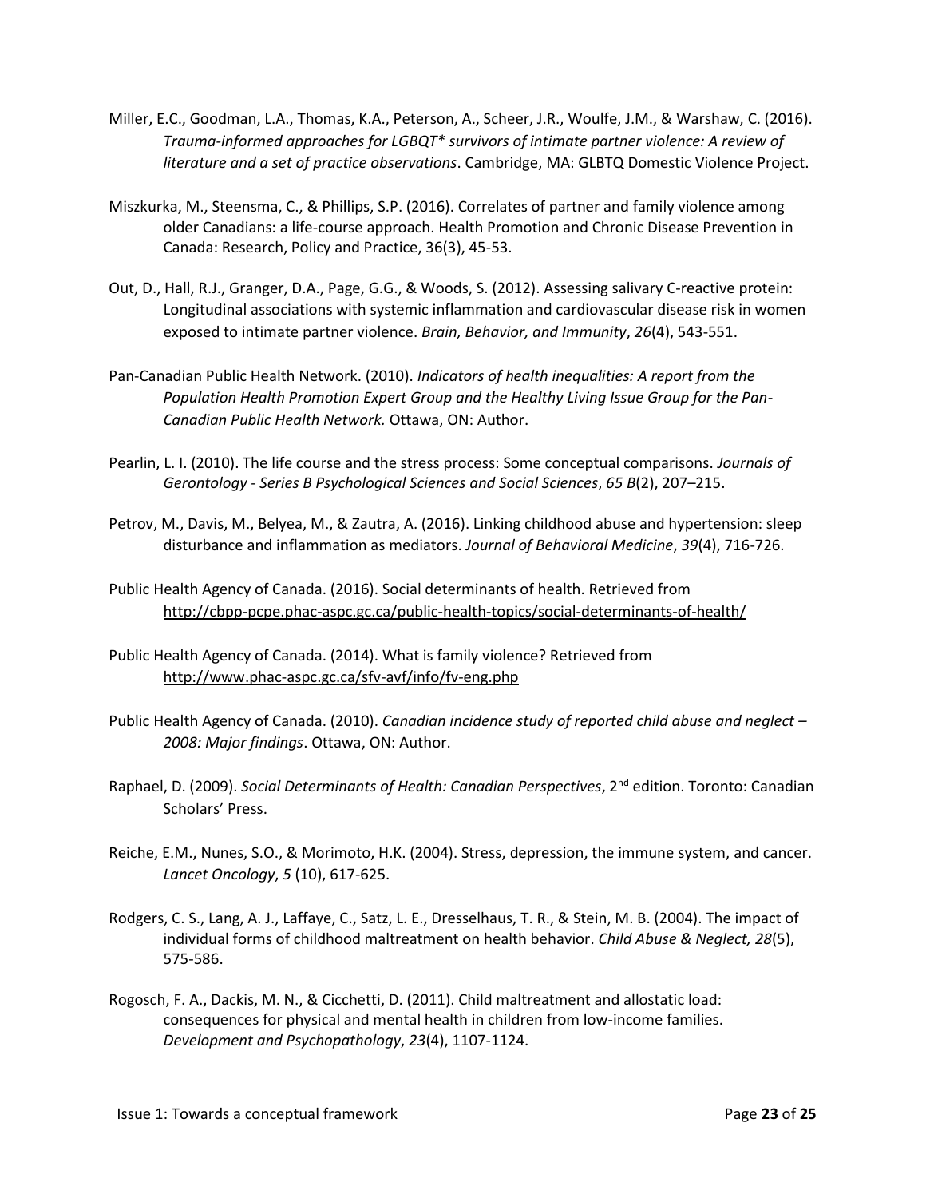Miller, E.C., Goodman, L.A., Thomas, K.A., Peterson, A., Scheer, J.R., Woulfe, J.M., & Warshaw, C. (2016). *Trauma-informed approaches for LGBQT* survivors of intimate partner violence: A review of literature and a set of practice observations*. Cambridge, MA: GLBTQ Domestic Violence Project.

Miszkurka, M., Steensma, C., & Phillips, S.P. (2016). Correlates of partner and family violence among older Canadians: a life-course approach. Health Promotion and Chronic Disease Prevention in Canada: Research, Policy and Practice, 36(3), 45-53.

Out, D., Hall, R.J., Granger, D.A., Page, G.G., & Woods, S. (2012). Assessing salivary C-reactive protein: Longitudinal associations with systemic inflammation and cardiovascular disease risk in women exposed to intimate partner violence. *Brain, Behavior, and Immunity*, *26*(4), 543-551.

Pan-Canadian Public Health Network. (2010). *Indicators of health inequalities: A report from the Population Health Promotion Expert Group and the Healthy Living Issue Group for the Pan-Canadian Public Health Network.* Ottawa, ON: Author.

Pearlin, L. I. (2010). The life course and the stress process: Some conceptual comparisons. *Journals of Gerontology - Series B Psychological Sciences and Social Sciences*, *65 B*(2), 207–215.

Petrov, M., Davis, M., Belyea, M., & Zautra, A. (2016). Linking childhood abuse and hypertension: sleep disturbance and inflammation as mediators. *Journal of Behavioral Medicine*, *39*(4), 716-726.

Public Health Agency of Canada. (2016). Social determinants of health. Retrieved from http://cbpp-pcpe.phac-aspc.gc.ca/public-health-topics/social-determinants-of-health/

Public Health Agency of Canada. (2014). What is family violence? Retrieved from http://www.phac-aspc.gc.ca/sfv-avf/info/fv-eng.php

Public Health Agency of Canada. (2010). *Canadian incidence study of reported child abuse and neglect – 2008: Major findings*. Ottawa, ON: Author.

Raphael, D. (2009). *Social Determinants of Health: Canadian Perspectives*, 2nd edition. Toronto: Canadian Scholars' Press.

Reiche, E.M., Nunes, S.O., & Morimoto, H.K. (2004). Stress, depression, the immune system, and cancer. *Lancet Oncology*, *5* (10), 617-625.

Rodgers, C. S., Lang, A. J., Laffaye, C., Satz, L. E., Dresselhaus, T. R., & Stein, M. B. (2004). The impact of individual forms of childhood maltreatment on health behavior. *Child Abuse & Neglect, 28*(5), 575-586.

Rogosch, F. A., Dackis, M. N., & Cicchetti, D. (2011). Child maltreatment and allostatic load: consequences for physical and mental health in children from low-income families. *Development and Psychopathology*, *23*(4), 1107-1124.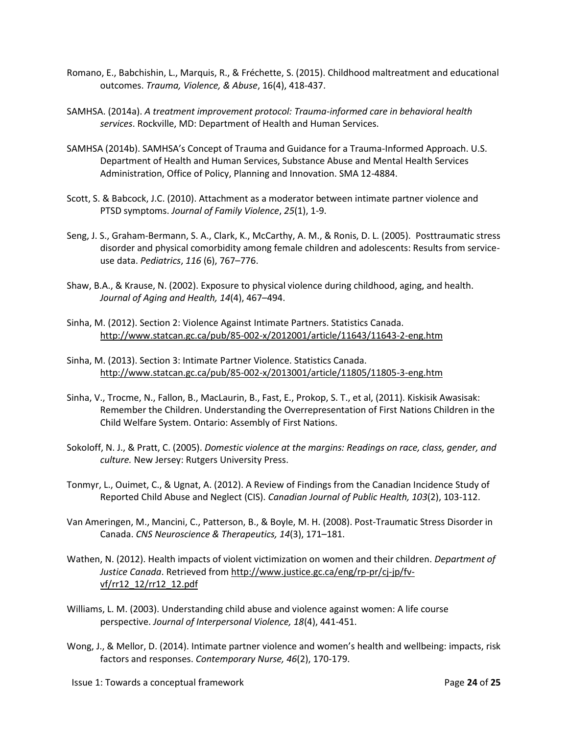Romano, E., Babchishin, L., Marquis, R., & Fréchette, S. (2015). Childhood maltreatment and educational outcomes. *Trauma, Violence, & Abuse*, 16(4), 418-437.

SAMHSA. (2014a). *A treatment improvement protocol: Trauma-informed care in behavioral health services*. Rockville, MD: Department of Health and Human Services.

SAMHSA (2014b). SAMHSA's Concept of Trauma and Guidance for a Trauma-Informed Approach. U.S. Department of Health and Human Services, Substance Abuse and Mental Health Services Administration, Office of Policy, Planning and Innovation. SMA 12-4884.

Scott, S. & Babcock, J.C. (2010). Attachment as a moderator between intimate partner violence and PTSD symptoms. *Journal of Family Violence*, *25*(1), 1-9.

Seng, J. S., Graham-Bermann, S. A., Clark, K., McCarthy, A. M., & Ronis, D. L. (2005). Posttraumatic stress disorder and physical comorbidity among female children and adolescents: Results from service-use data. *Pediatrics*, *116* (6), 767–776.

Shaw, B.A., & Krause, N. (2002). Exposure to physical violence during childhood, aging, and health. *Journal of Aging and Health, 14*(4), 467–494.

Sinha, M. (2012). Section 2: Violence Against Intimate Partners. Statistics Canada. http://www.statcan.gc.ca/pub/85-002-x/2012001/article/11643/11643-2-eng.htm

Sinha, M. (2013). Section 3: Intimate Partner Violence. Statistics Canada. http://www.statcan.gc.ca/pub/85-002-x/2013001/article/11805/11805-3-eng.htm

Sinha, V., Trocme, N., Fallon, B., MacLaurin, B., Fast, E., Prokop, S. T., et al, (2011). Kiskisik Awasisak: Remember the Children. Understanding the Overrepresentation of First Nations Children in the Child Welfare System. Ontario: Assembly of First Nations.

Sokoloff, N. J., & Pratt, C. (2005). *Domestic violence at the margins: Readings on race, class, gender, and culture.* New Jersey: Rutgers University Press.

Tonmyr, L., Ouimet, C., & Ugnat, A. (2012). A Review of Findings from the Canadian Incidence Study of Reported Child Abuse and Neglect (CIS). *Canadian Journal of Public Health, 103*(2), 103-112.

Van Ameringen, M., Mancini, C., Patterson, B., & Boyle, M. H. (2008). Post-Traumatic Stress Disorder in Canada. *CNS Neuroscience & Therapeutics, 14*(3), 171–181.

Wathen, N. (2012). Health impacts of violent victimization on women and their children. *Department of Justice Canada*. Retrieved from http://www.justice.gc.ca/eng/rp-pr/cj-jp/fv-vf/rr12_12/rr12_12.pdf

Williams, L. M. (2003). Understanding child abuse and violence against women: A life course perspective. *Journal of Interpersonal Violence, 18*(4), 441-451.

Wong, J., & Mellor, D. (2014). Intimate partner violence and women's health and wellbeing: impacts, risk factors and responses. *Contemporary Nurse, 46*(2), 170-179.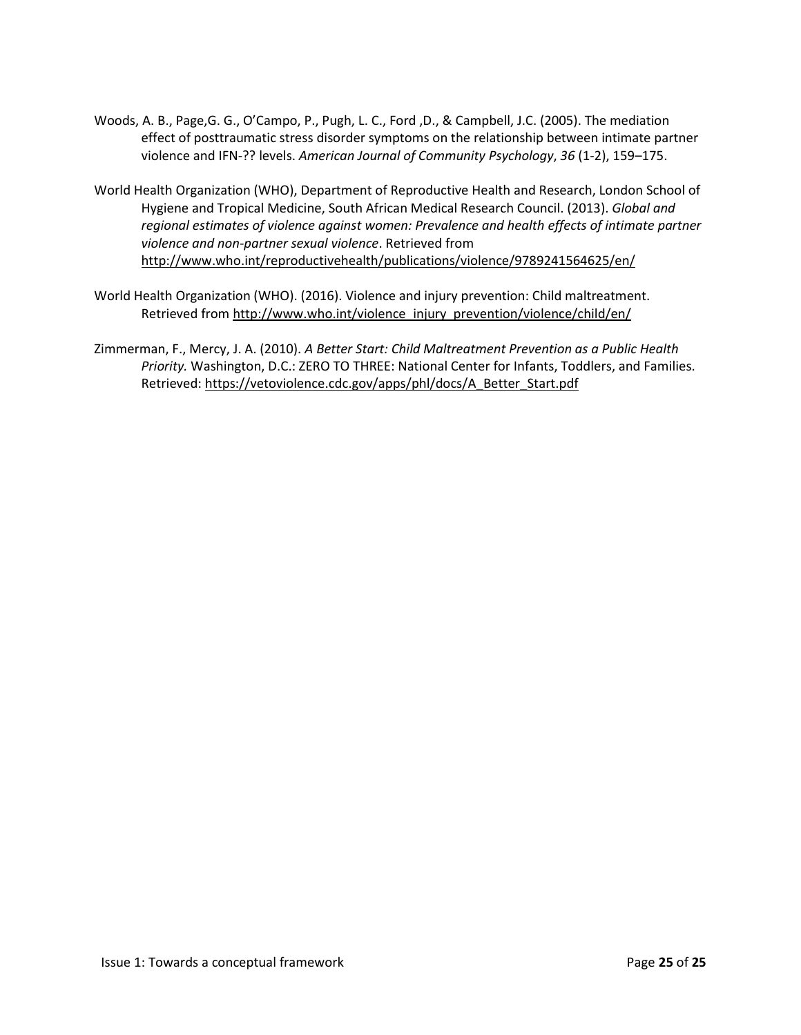Woods, A. B., Page,G. G., O'Campo, P., Pugh, L. C., Ford ,D., & Campbell, J.C. (2005). The mediation effect of posttraumatic stress disorder symptoms on the relationship between intimate partner violence and IFN-?? levels. *American Journal of Community Psychology*, *36* (1-2), 159–175.

World Health Organization (WHO), Department of Reproductive Health and Research, London School of Hygiene and Tropical Medicine, South African Medical Research Council. (2013). *Global and regional estimates of violence against women: Prevalence and health effects of intimate partner violence and non-partner sexual violence*. Retrieved from http://www.who.int/reproductivehealth/publications/violence/9789241564625/en/

World Health Organization (WHO). (2016). Violence and injury prevention: Child maltreatment. Retrieved from http://www.who.int/violence_injury_prevention/violence/child/en/

Zimmerman, F., Mercy, J. A. (2010). *A Better Start: Child Maltreatment Prevention as a Public Health Priority.* Washington, D.C.: ZERO TO THREE: National Center for Infants, Toddlers, and Families. Retrieved: https://vetoviolence.cdc.gov/apps/phl/docs/A_Better_Start.pdf